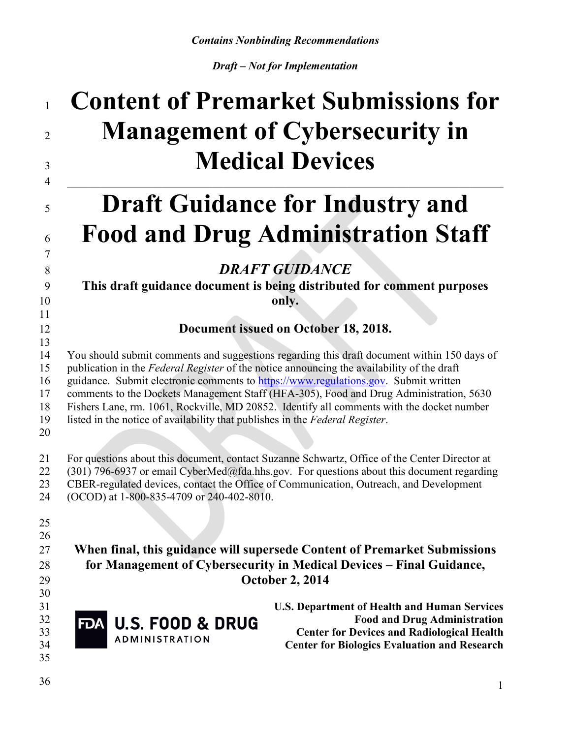*Contains Nonbinding Recommendations*

*Draft – Not for Implementation*

# Content of Premarket Submissions for Management of Cybersecurity in Medical Devices

# Draft Guidance for Industry and Food and Drug Administration Staff

### *DRAFT GUIDANCE*

**This draft guidance document is being distributed for comment purposes only.**

**Document issued on October 18, 2018.**

You should submit comments and suggestions regarding this draft document within 150 days of publication in the *Federal Register* of the notice announcing the availability of the draft guidance. Submit electronic comments to https://www.regulations.gov. Submit written comments to the Dockets Management Staff (HFA-305), Food and Drug Administration, 5630 Fishers Lane, rm. 1061, Rockville, MD 20852. Identify all comments with the docket number listed in the notice of availability that publishes in the *Federal Register*.

For questions about this document, contact Suzanne Schwartz, Office of the Center Director at (301) 796-6937 or email CyberMed@fda.hhs.gov. For questions about this document regarding CBER-regulated devices, contact the Office of Communication, Outreach, and Development (OCOD) at 1-800-835-4709 or 240-402-8010.

**When final, this guidance will supersede Content of Premarket Submissions for Management of Cybersecurity in Medical Devices – Final Guidance, October 2, 2014**

FDA U.S. FOOD & DRUG ADMINISTRATION

**U.S. Department of Health and Human Services**
**Food and Drug Administration**
**Center for Devices and Radiological Health**
**Center for Biologics Evaluation and Research**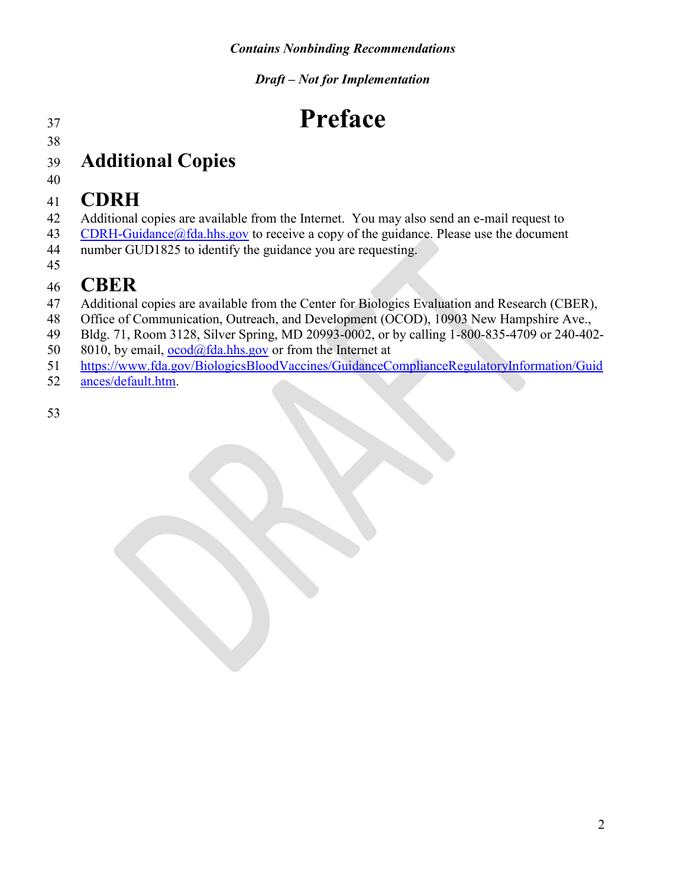# Preface

## Additional Copies

## CDRH

Additional copies are available from the Internet. You may also send an e-mail request to CDRH-Guidance@fda.hhs.gov to receive a copy of the guidance. Please use the document number GUD1825 to identify the guidance you are requesting.

## CBER

Additional copies are available from the Center for Biologics Evaluation and Research (CBER), Office of Communication, Outreach, and Development (OCOD), 10903 New Hampshire Ave., Bldg. 71, Room 3128, Silver Spring, MD 20993-0002, or by calling 1-800-835-4709 or 240-402-8010, by email, ocod@fda.hhs.gov or from the Internet at https://www.fda.gov/BiologicsBloodVaccines/GuidanceComplianceRegulatoryInformation/Guidances/default.htm.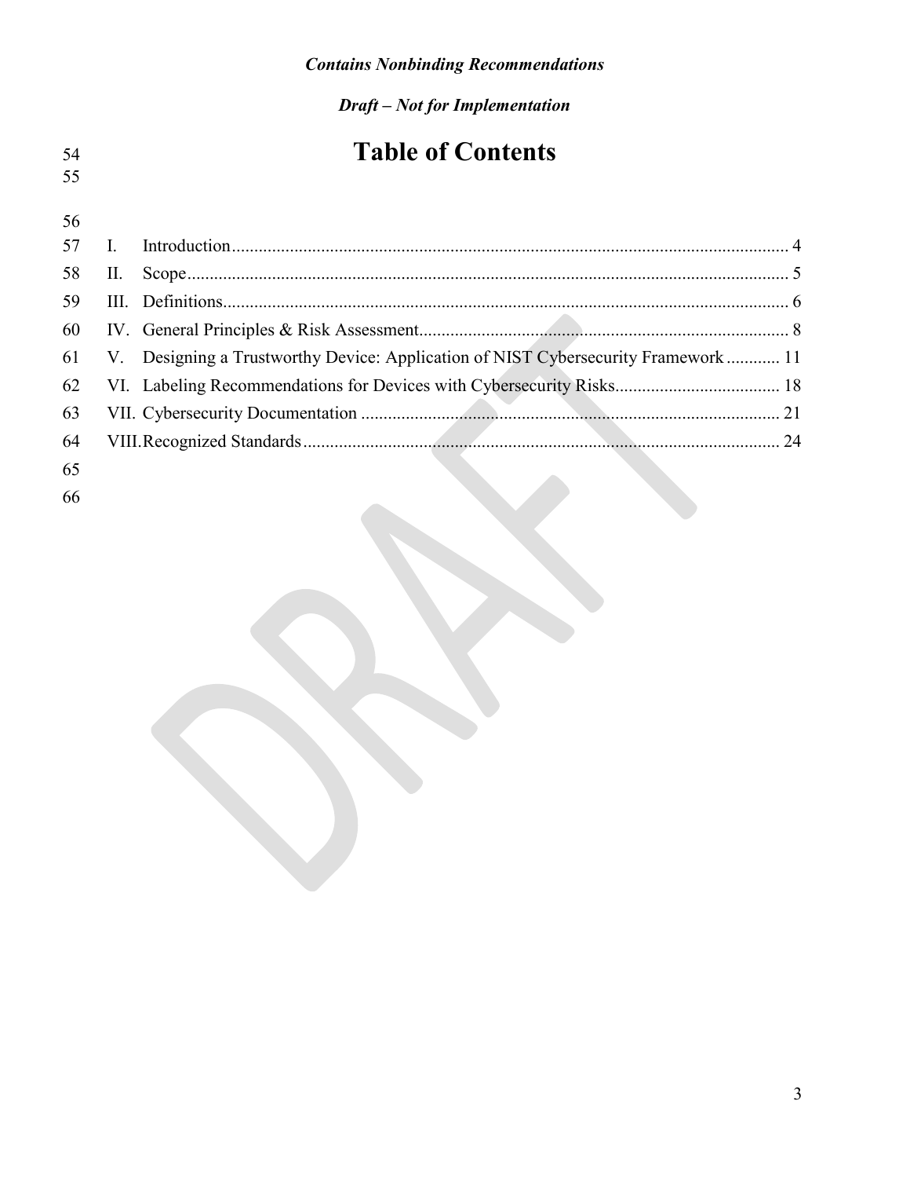# Table of Contents

I. Introduction ... 4

II. Scope ... 5

III. Definitions ... 6

IV. General Principles & Risk Assessment ... 8

V. Designing a Trustworthy Device: Application of NIST Cybersecurity Framework ... 11

VI. Labeling Recommendations for Devices with Cybersecurity Risks ... 18

VII. Cybersecurity Documentation ... 21

VIII. Recognized Standards ... 24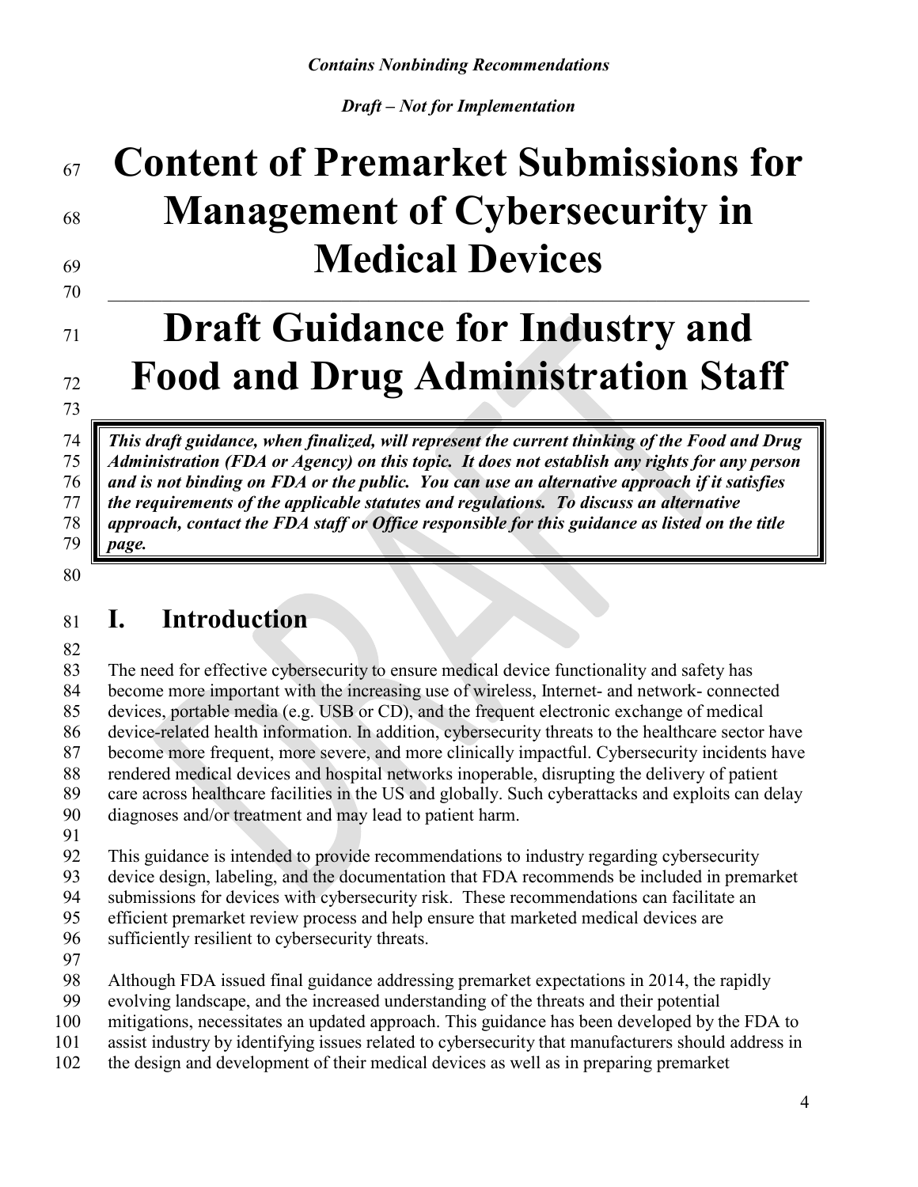# Content of Premarket Submissions for Management of Cybersecurity in Medical Devices

# Draft Guidance for Industry and Food and Drug Administration Staff

> ***This draft guidance, when finalized, will represent the current thinking of the Food and Drug Administration (FDA or Agency) on this topic. It does not establish any rights for any person and is not binding on FDA or the public. You can use an alternative approach if it satisfies the requirements of the applicable statutes and regulations. To discuss an alternative approach, contact the FDA staff or Office responsible for this guidance as listed on the title page.***

## I. Introduction

The need for effective cybersecurity to ensure medical device functionality and safety has become more important with the increasing use of wireless, Internet- and network- connected devices, portable media (e.g. USB or CD), and the frequent electronic exchange of medical device-related health information. In addition, cybersecurity threats to the healthcare sector have become more frequent, more severe, and more clinically impactful. Cybersecurity incidents have rendered medical devices and hospital networks inoperable, disrupting the delivery of patient care across healthcare facilities in the US and globally. Such cyberattacks and exploits can delay diagnoses and/or treatment and may lead to patient harm.

This guidance is intended to provide recommendations to industry regarding cybersecurity device design, labeling, and the documentation that FDA recommends be included in premarket submissions for devices with cybersecurity risk. These recommendations can facilitate an efficient premarket review process and help ensure that marketed medical devices are sufficiently resilient to cybersecurity threats.

Although FDA issued final guidance addressing premarket expectations in 2014, the rapidly evolving landscape, and the increased understanding of the threats and their potential mitigations, necessitates an updated approach. This guidance has been developed by the FDA to assist industry by identifying issues related to cybersecurity that manufacturers should address in the design and development of their medical devices as well as in preparing premarket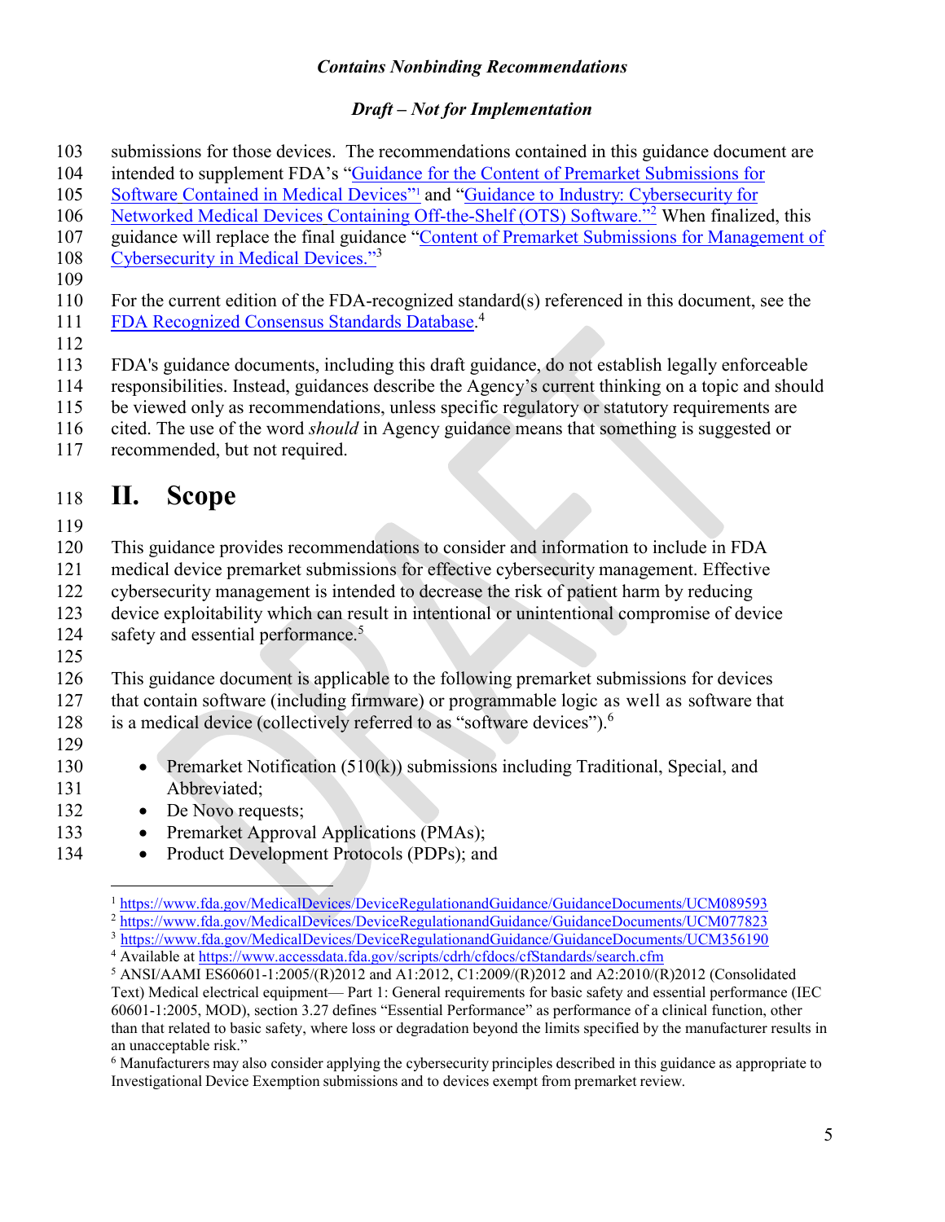submissions for those devices. The recommendations contained in this guidance document are intended to supplement FDA's "Guidance for the Content of Premarket Submissions for Software Contained in Medical Devices"[1] and "Guidance to Industry: Cybersecurity for Networked Medical Devices Containing Off-the-Shelf (OTS) Software."[2] When finalized, this guidance will replace the final guidance "Content of Premarket Submissions for Management of Cybersecurity in Medical Devices."[3]

For the current edition of the FDA-recognized standard(s) referenced in this document, see the FDA Recognized Consensus Standards Database.[4]

FDA's guidance documents, including this draft guidance, do not establish legally enforceable responsibilities. Instead, guidances describe the Agency's current thinking on a topic and should be viewed only as recommendations, unless specific regulatory or statutory requirements are cited. The use of the word *should* in Agency guidance means that something is suggested or recommended, but not required.

# II. Scope

This guidance provides recommendations to consider and information to include in FDA medical device premarket submissions for effective cybersecurity management. Effective cybersecurity management is intended to decrease the risk of patient harm by reducing device exploitability which can result in intentional or unintentional compromise of device safety and essential performance.[5]

This guidance document is applicable to the following premarket submissions for devices that contain software (including firmware) or programmable logic as well as software that is a medical device (collectively referred to as "software devices").[6]

- Premarket Notification (510(k)) submissions including Traditional, Special, and Abbreviated;
- De Novo requests;
- Premarket Approval Applications (PMAs);
- Product Development Protocols (PDPs); and

---

[1] https://www.fda.gov/MedicalDevices/DeviceRegulationandGuidance/GuidanceDocuments/UCM089593

[2] https://www.fda.gov/MedicalDevices/DeviceRegulationandGuidance/GuidanceDocuments/UCM077823

[3] https://www.fda.gov/MedicalDevices/DeviceRegulationandGuidance/GuidanceDocuments/UCM356190

[4] Available at https://www.accessdata.fda.gov/scripts/cdrh/cfdocs/cfStandards/search.cfm

[5] ANSI/AAMI ES60601-1:2005/(R)2012 and A1:2012, C1:2009/(R)2012 and A2:2010/(R)2012 (Consolidated Text) Medical electrical equipment— Part 1: General requirements for basic safety and essential performance (IEC 60601-1:2005, MOD), section 3.27 defines "Essential Performance" as performance of a clinical function, other than that related to basic safety, where loss or degradation beyond the limits specified by the manufacturer results in an unacceptable risk."

[6] Manufacturers may also consider applying the cybersecurity principles described in this guidance as appropriate to Investigational Device Exemption submissions and to devices exempt from premarket review.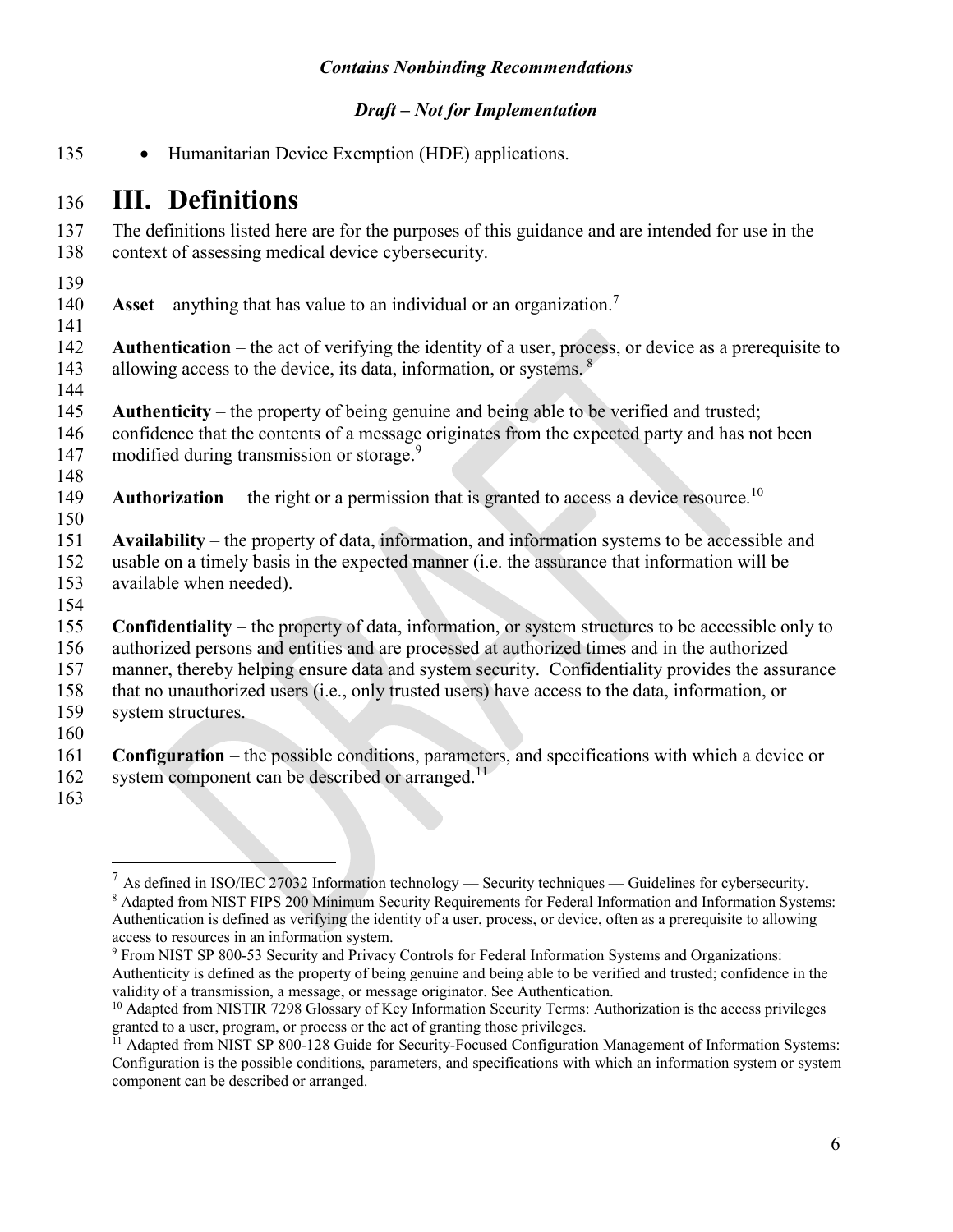- Humanitarian Device Exemption (HDE) applications.

# III. Definitions

The definitions listed here are for the purposes of this guidance and are intended for use in the context of assessing medical device cybersecurity.

**Asset** – anything that has value to an individual or an organization.[7]

**Authentication** – the act of verifying the identity of a user, process, or device as a prerequisite to allowing access to the device, its data, information, or systems. [8]

**Authenticity** – the property of being genuine and being able to be verified and trusted; confidence that the contents of a message originates from the expected party and has not been modified during transmission or storage.[9]

**Authorization** – the right or a permission that is granted to access a device resource.[10]

**Availability** – the property of data, information, and information systems to be accessible and usable on a timely basis in the expected manner (i.e. the assurance that information will be available when needed).

**Confidentiality** – the property of data, information, or system structures to be accessible only to authorized persons and entities and are processed at authorized times and in the authorized manner, thereby helping ensure data and system security. Confidentiality provides the assurance that no unauthorized users (i.e., only trusted users) have access to the data, information, or system structures.

**Configuration** – the possible conditions, parameters, and specifications with which a device or system component can be described or arranged.[11]

---

[7] As defined in ISO/IEC 27032 Information technology — Security techniques — Guidelines for cybersecurity.

[8] Adapted from NIST FIPS 200 Minimum Security Requirements for Federal Information and Information Systems: Authentication is defined as verifying the identity of a user, process, or device, often as a prerequisite to allowing access to resources in an information system.

[9] From NIST SP 800-53 Security and Privacy Controls for Federal Information Systems and Organizations: Authenticity is defined as the property of being genuine and being able to be verified and trusted; confidence in the validity of a transmission, a message, or message originator. See Authentication.

[10] Adapted from NISTIR 7298 Glossary of Key Information Security Terms: Authorization is the access privileges granted to a user, program, or process or the act of granting those privileges.

[11] Adapted from NIST SP 800-128 Guide for Security-Focused Configuration Management of Information Systems: Configuration is the possible conditions, parameters, and specifications with which an information system or system component can be described or arranged.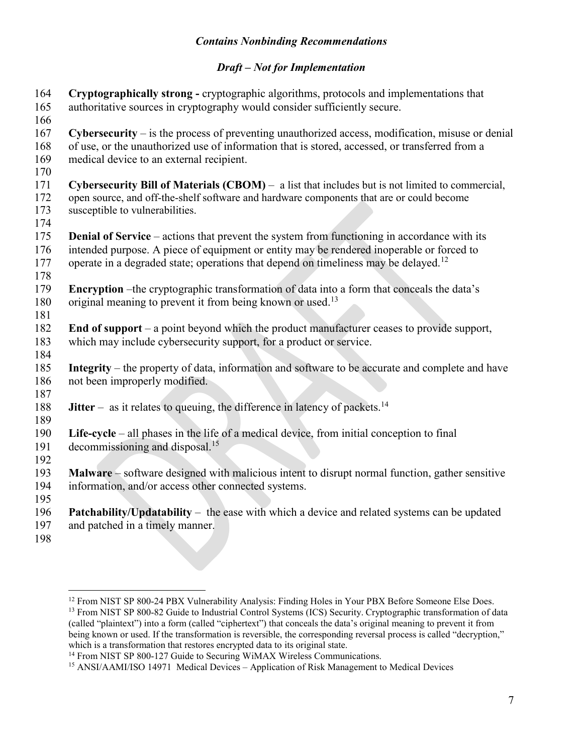**Cryptographically strong -** cryptographic algorithms, protocols and implementations that authoritative sources in cryptography would consider sufficiently secure.

**Cybersecurity** – is the process of preventing unauthorized access, modification, misuse or denial of use, or the unauthorized use of information that is stored, accessed, or transferred from a medical device to an external recipient.

**Cybersecurity Bill of Materials (CBOM)** – a list that includes but is not limited to commercial, open source, and off-the-shelf software and hardware components that are or could become susceptible to vulnerabilities.

**Denial of Service** – actions that prevent the system from functioning in accordance with its intended purpose. A piece of equipment or entity may be rendered inoperable or forced to operate in a degraded state; operations that depend on timeliness may be delayed.[12]

**Encryption** –the cryptographic transformation of data into a form that conceals the data's original meaning to prevent it from being known or used.[13]

**End of support** – a point beyond which the product manufacturer ceases to provide support, which may include cybersecurity support, for a product or service.

**Integrity** – the property of data, information and software to be accurate and complete and have not been improperly modified.

**Jitter** – as it relates to queuing, the difference in latency of packets.[14]

**Life-cycle** – all phases in the life of a medical device, from initial conception to final decommissioning and disposal.[15]

**Malware** – software designed with malicious intent to disrupt normal function, gather sensitive information, and/or access other connected systems.

**Patchability/Updatability** – the ease with which a device and related systems can be updated and patched in a timely manner.

---

[12] From NIST SP 800-24 PBX Vulnerability Analysis: Finding Holes in Your PBX Before Someone Else Does.

[13] From NIST SP 800-82 Guide to Industrial Control Systems (ICS) Security. Cryptographic transformation of data (called "plaintext") into a form (called "ciphertext") that conceals the data's original meaning to prevent it from being known or used. If the transformation is reversible, the corresponding reversal process is called "decryption," which is a transformation that restores encrypted data to its original state.

[14] From NIST SP 800-127 Guide to Securing WiMAX Wireless Communications.

[15] ANSI/AAMI/ISO 14971 Medical Devices – Application of Risk Management to Medical Devices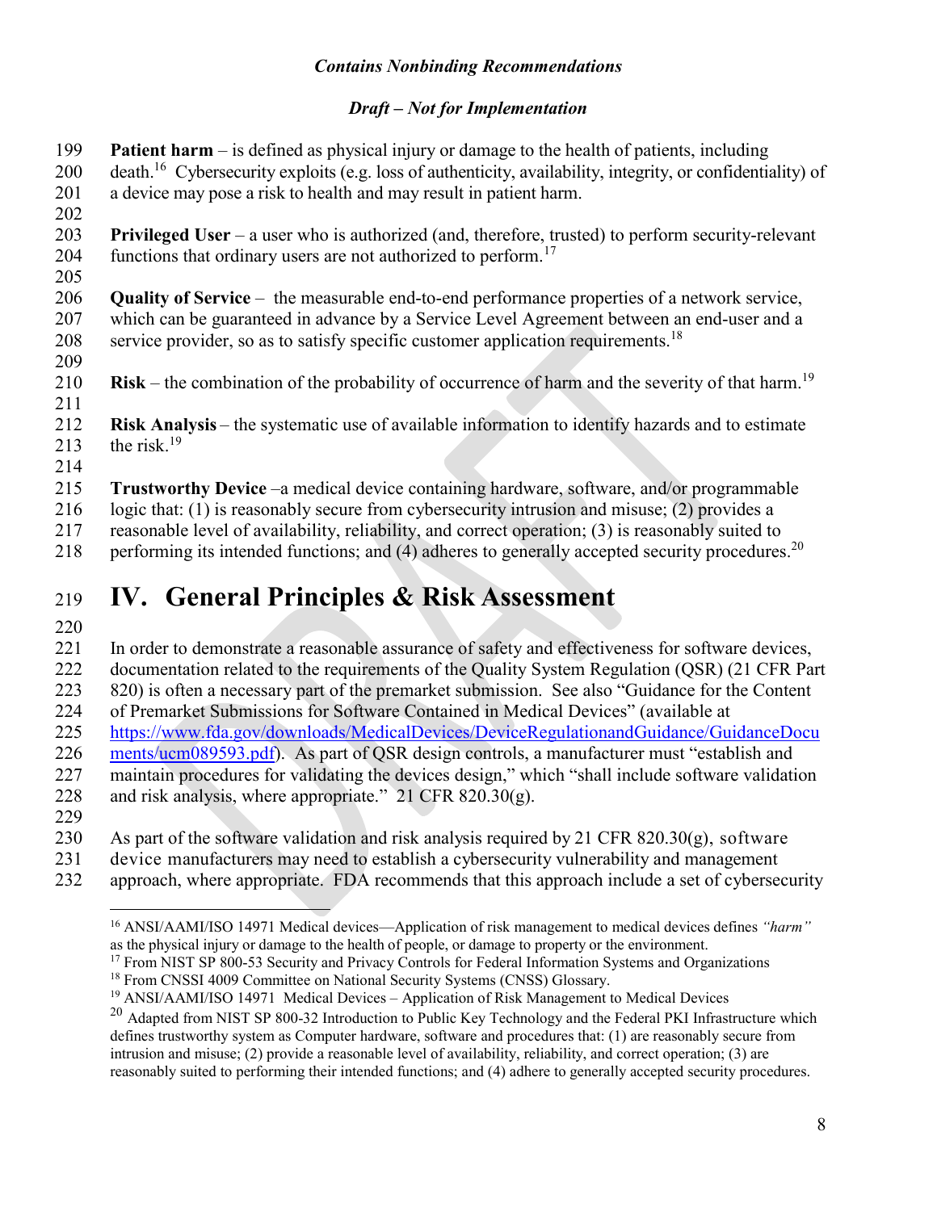**Patient harm** – is defined as physical injury or damage to the health of patients, including death.[16] Cybersecurity exploits (e.g. loss of authenticity, availability, integrity, or confidentiality) of a device may pose a risk to health and may result in patient harm.

**Privileged User** – a user who is authorized (and, therefore, trusted) to perform security-relevant functions that ordinary users are not authorized to perform.[17]

**Quality of Service** – the measurable end-to-end performance properties of a network service, which can be guaranteed in advance by a Service Level Agreement between an end-user and a service provider, so as to satisfy specific customer application requirements.[18]

**Risk** – the combination of the probability of occurrence of harm and the severity of that harm.[19]

**Risk Analysis** – the systematic use of available information to identify hazards and to estimate the risk.[19]

**Trustworthy Device** –a medical device containing hardware, software, and/or programmable logic that: (1) is reasonably secure from cybersecurity intrusion and misuse; (2) provides a reasonable level of availability, reliability, and correct operation; (3) is reasonably suited to performing its intended functions; and (4) adheres to generally accepted security procedures.[20]

# IV. General Principles & Risk Assessment

In order to demonstrate a reasonable assurance of safety and effectiveness for software devices, documentation related to the requirements of the Quality System Regulation (QSR) (21 CFR Part 820) is often a necessary part of the premarket submission. See also "Guidance for the Content of Premarket Submissions for Software Contained in Medical Devices" (available at https://www.fda.gov/downloads/MedicalDevices/DeviceRegulationandGuidance/GuidanceDocuments/ucm089593.pdf). As part of QSR design controls, a manufacturer must "establish and maintain procedures for validating the devices design," which "shall include software validation and risk analysis, where appropriate." 21 CFR 820.30(g).

As part of the software validation and risk analysis required by 21 CFR 820.30(g), software device manufacturers may need to establish a cybersecurity vulnerability and management approach, where appropriate. FDA recommends that this approach include a set of cybersecurity

---

[16] ANSI/AAMI/ISO 14971 Medical devices—Application of risk management to medical devices defines *"harm"* as the physical injury or damage to the health of people, or damage to property or the environment.

[17] From NIST SP 800-53 Security and Privacy Controls for Federal Information Systems and Organizations

[18] From CNSSI 4009 Committee on National Security Systems (CNSS) Glossary.

[19] ANSI/AAMI/ISO 14971 Medical Devices – Application of Risk Management to Medical Devices

[20] Adapted from NIST SP 800-32 Introduction to Public Key Technology and the Federal PKI Infrastructure which defines trustworthy system as Computer hardware, software and procedures that: (1) are reasonably secure from intrusion and misuse; (2) provide a reasonable level of availability, reliability, and correct operation; (3) are reasonably suited to performing their intended functions; and (4) adhere to generally accepted security procedures.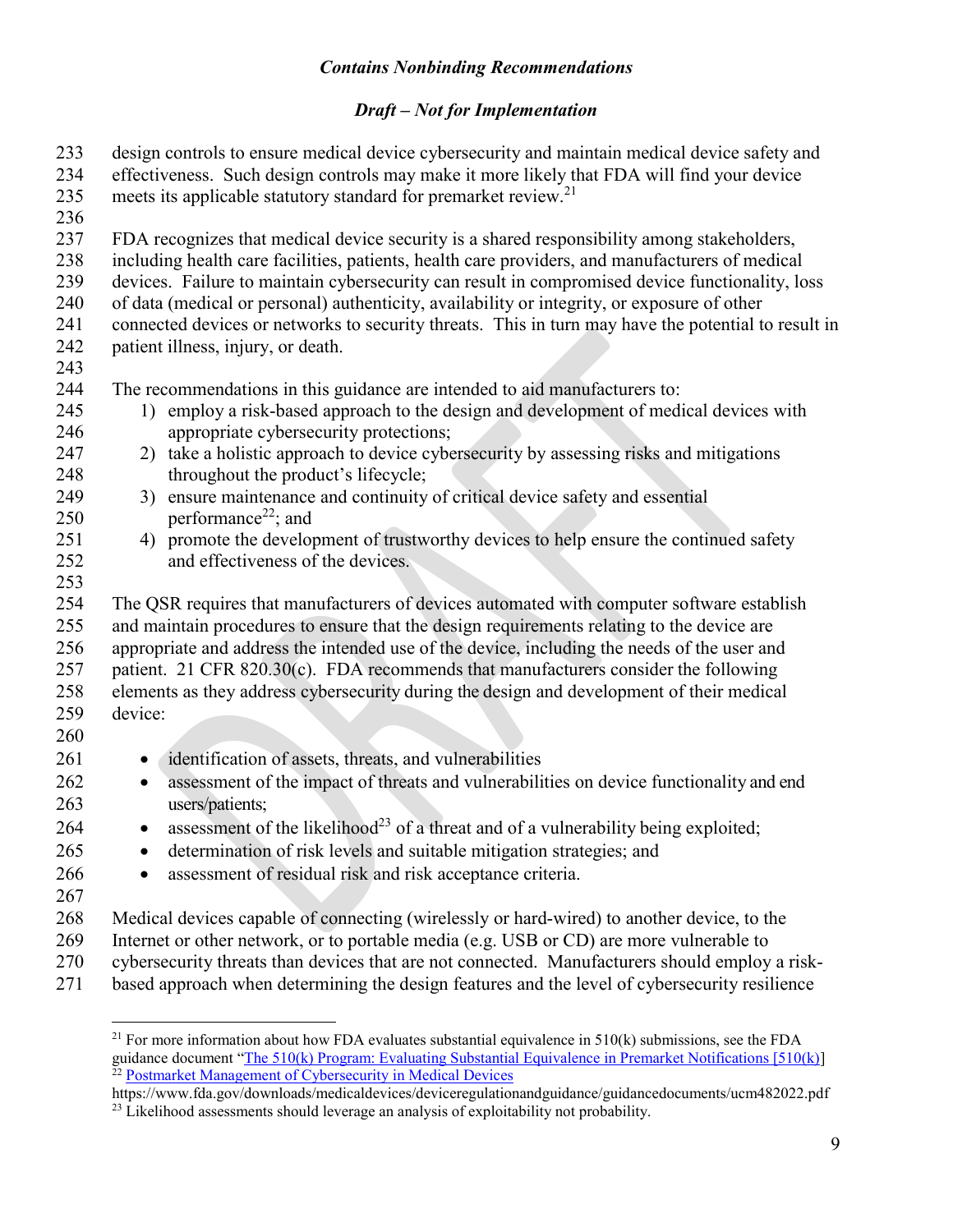design controls to ensure medical device cybersecurity and maintain medical device safety and effectiveness. Such design controls may make it more likely that FDA will find your device meets its applicable statutory standard for premarket review.[21]

FDA recognizes that medical device security is a shared responsibility among stakeholders, including health care facilities, patients, health care providers, and manufacturers of medical devices. Failure to maintain cybersecurity can result in compromised device functionality, loss of data (medical or personal) authenticity, availability or integrity, or exposure of other connected devices or networks to security threats. This in turn may have the potential to result in patient illness, injury, or death.

The recommendations in this guidance are intended to aid manufacturers to:

1) employ a risk-based approach to the design and development of medical devices with appropriate cybersecurity protections;
2) take a holistic approach to device cybersecurity by assessing risks and mitigations throughout the product's lifecycle;
3) ensure maintenance and continuity of critical device safety and essential performance[22]; and
4) promote the development of trustworthy devices to help ensure the continued safety and effectiveness of the devices.

The QSR requires that manufacturers of devices automated with computer software establish and maintain procedures to ensure that the design requirements relating to the device are appropriate and address the intended use of the device, including the needs of the user and patient. 21 CFR 820.30(c). FDA recommends that manufacturers consider the following elements as they address cybersecurity during the design and development of their medical device:

- identification of assets, threats, and vulnerabilities
- assessment of the impact of threats and vulnerabilities on device functionality and end users/patients;
- assessment of the likelihood[23] of a threat and of a vulnerability being exploited;
- determination of risk levels and suitable mitigation strategies; and
- assessment of residual risk and risk acceptance criteria.

Medical devices capable of connecting (wirelessly or hard-wired) to another device, to the Internet or other network, or to portable media (e.g. USB or CD) are more vulnerable to cybersecurity threats than devices that are not connected. Manufacturers should employ a risk-based approach when determining the design features and the level of cybersecurity resilience

---

[21] For more information about how FDA evaluates substantial equivalence in 510(k) submissions, see the FDA guidance document "The 510(k) Program: Evaluating Substantial Equivalence in Premarket Notifications [510(k)]

[22] Postmarket Management of Cybersecurity in Medical Devices https://www.fda.gov/downloads/medicaldevices/deviceregulationandguidance/guidancedocuments/ucm482022.pdf

[23] Likelihood assessments should leverage an analysis of exploitability not probability.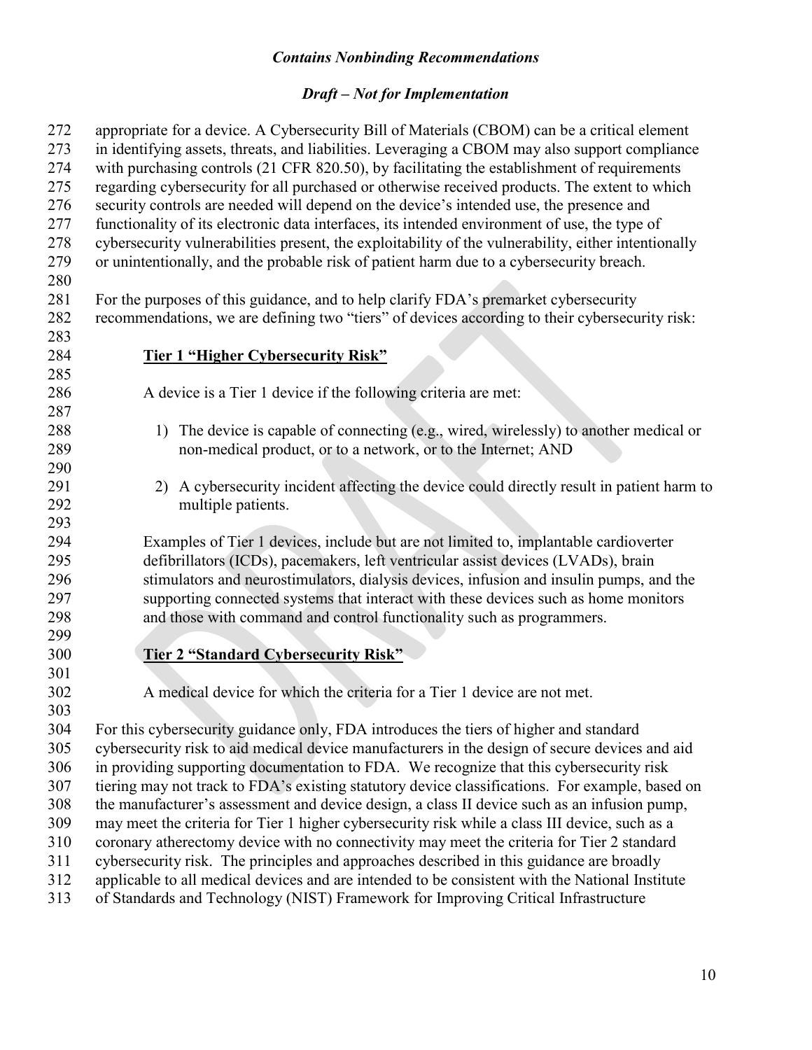appropriate for a device. A Cybersecurity Bill of Materials (CBOM) can be a critical element in identifying assets, threats, and liabilities. Leveraging a CBOM may also support compliance with purchasing controls (21 CFR 820.50), by facilitating the establishment of requirements regarding cybersecurity for all purchased or otherwise received products. The extent to which security controls are needed will depend on the device's intended use, the presence and functionality of its electronic data interfaces, its intended environment of use, the type of cybersecurity vulnerabilities present, the exploitability of the vulnerability, either intentionally or unintentionally, and the probable risk of patient harm due to a cybersecurity breach.

For the purposes of this guidance, and to help clarify FDA's premarket cybersecurity recommendations, we are defining two "tiers" of devices according to their cybersecurity risk:

**Tier 1 "Higher Cybersecurity Risk"**

A device is a Tier 1 device if the following criteria are met:

1) The device is capable of connecting (e.g., wired, wirelessly) to another medical or non-medical product, or to a network, or to the Internet; AND

2) A cybersecurity incident affecting the device could directly result in patient harm to multiple patients.

Examples of Tier 1 devices, include but are not limited to, implantable cardioverter defibrillators (ICDs), pacemakers, left ventricular assist devices (LVADs), brain stimulators and neurostimulators, dialysis devices, infusion and insulin pumps, and the supporting connected systems that interact with these devices such as home monitors and those with command and control functionality such as programmers.

**Tier 2 "Standard Cybersecurity Risk"**

A medical device for which the criteria for a Tier 1 device are not met.

For this cybersecurity guidance only, FDA introduces the tiers of higher and standard cybersecurity risk to aid medical device manufacturers in the design of secure devices and aid in providing supporting documentation to FDA. We recognize that this cybersecurity risk tiering may not track to FDA's existing statutory device classifications. For example, based on the manufacturer's assessment and device design, a class II device such as an infusion pump, may meet the criteria for Tier 1 higher cybersecurity risk while a class III device, such as a coronary atherectomy device with no connectivity may meet the criteria for Tier 2 standard cybersecurity risk. The principles and approaches described in this guidance are broadly applicable to all medical devices and are intended to be consistent with the National Institute of Standards and Technology (NIST) Framework for Improving Critical Infrastructure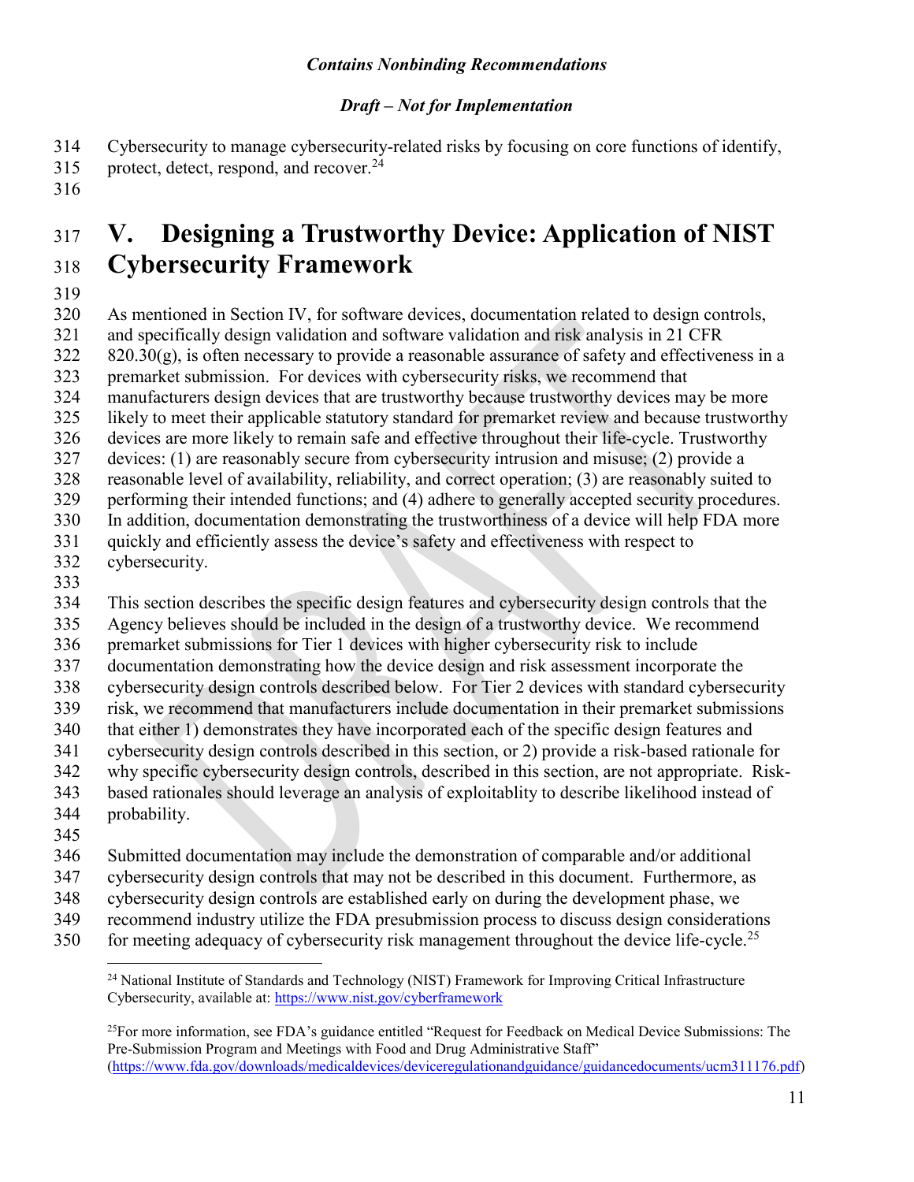Cybersecurity to manage cybersecurity-related risks by focusing on core functions of identify, protect, detect, respond, and recover.[24]

# V. Designing a Trustworthy Device: Application of NIST Cybersecurity Framework

As mentioned in Section IV, for software devices, documentation related to design controls, and specifically design validation and software validation and risk analysis in 21 CFR 820.30(g), is often necessary to provide a reasonable assurance of safety and effectiveness in a premarket submission. For devices with cybersecurity risks, we recommend that manufacturers design devices that are trustworthy because trustworthy devices may be more likely to meet their applicable statutory standard for premarket review and because trustworthy devices are more likely to remain safe and effective throughout their life-cycle. Trustworthy devices: (1) are reasonably secure from cybersecurity intrusion and misuse; (2) provide a reasonable level of availability, reliability, and correct operation; (3) are reasonably suited to performing their intended functions; and (4) adhere to generally accepted security procedures. In addition, documentation demonstrating the trustworthiness of a device will help FDA more quickly and efficiently assess the device's safety and effectiveness with respect to cybersecurity.

This section describes the specific design features and cybersecurity design controls that the Agency believes should be included in the design of a trustworthy device. We recommend premarket submissions for Tier 1 devices with higher cybersecurity risk to include documentation demonstrating how the device design and risk assessment incorporate the cybersecurity design controls described below. For Tier 2 devices with standard cybersecurity risk, we recommend that manufacturers include documentation in their premarket submissions that either 1) demonstrates they have incorporated each of the specific design features and cybersecurity design controls described in this section, or 2) provide a risk-based rationale for why specific cybersecurity design controls, described in this section, are not appropriate. Risk-based rationales should leverage an analysis of exploitablity to describe likelihood instead of probability.

Submitted documentation may include the demonstration of comparable and/or additional cybersecurity design controls that may not be described in this document. Furthermore, as cybersecurity design controls are established early on during the development phase, we recommend industry utilize the FDA presubmission process to discuss design considerations for meeting adequacy of cybersecurity risk management throughout the device life-cycle.[25]

---

[24] National Institute of Standards and Technology (NIST) Framework for Improving Critical Infrastructure Cybersecurity, available at: https://www.nist.gov/cyberframework

[25] For more information, see FDA's guidance entitled "Request for Feedback on Medical Device Submissions: The Pre-Submission Program and Meetings with Food and Drug Administrative Staff" (https://www.fda.gov/downloads/medicaldevices/deviceregulationandguidance/guidancedocuments/ucm311176.pdf)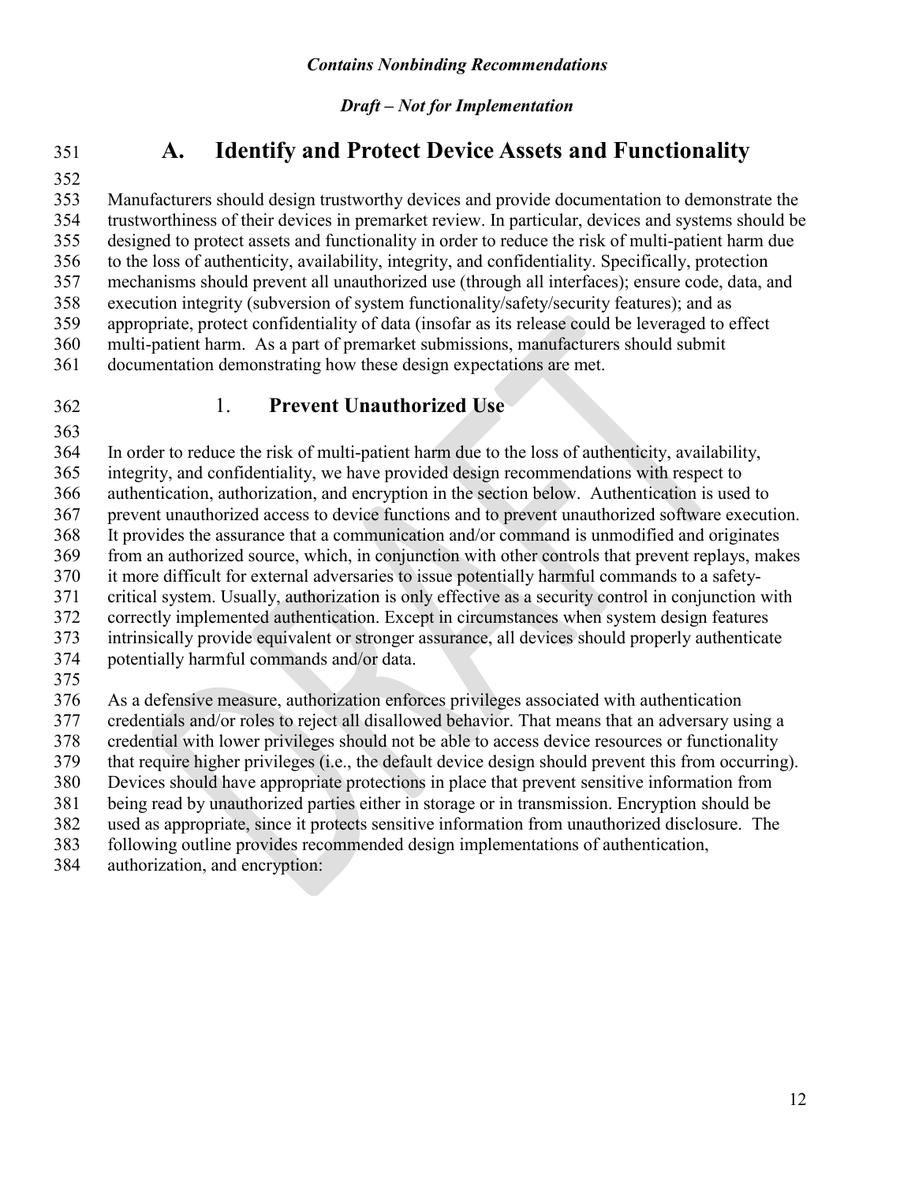## A. Identify and Protect Device Assets and Functionality

Manufacturers should design trustworthy devices and provide documentation to demonstrate the trustworthiness of their devices in premarket review. In particular, devices and systems should be designed to protect assets and functionality in order to reduce the risk of multi-patient harm due to the loss of authenticity, availability, integrity, and confidentiality. Specifically, protection mechanisms should prevent all unauthorized use (through all interfaces); ensure code, data, and execution integrity (subversion of system functionality/safety/security features); and as appropriate, protect confidentiality of data (insofar as its release could be leveraged to effect multi-patient harm. As a part of premarket submissions, manufacturers should submit documentation demonstrating how these design expectations are met.

### 1. Prevent Unauthorized Use

In order to reduce the risk of multi-patient harm due to the loss of authenticity, availability, integrity, and confidentiality, we have provided design recommendations with respect to authentication, authorization, and encryption in the section below. Authentication is used to prevent unauthorized access to device functions and to prevent unauthorized software execution. It provides the assurance that a communication and/or command is unmodified and originates from an authorized source, which, in conjunction with other controls that prevent replays, makes it more difficult for external adversaries to issue potentially harmful commands to a safety-critical system. Usually, authorization is only effective as a security control in conjunction with correctly implemented authentication. Except in circumstances when system design features intrinsically provide equivalent or stronger assurance, all devices should properly authenticate potentially harmful commands and/or data.

As a defensive measure, authorization enforces privileges associated with authentication credentials and/or roles to reject all disallowed behavior. That means that an adversary using a credential with lower privileges should not be able to access device resources or functionality that require higher privileges (i.e., the default device design should prevent this from occurring). Devices should have appropriate protections in place that prevent sensitive information from being read by unauthorized parties either in storage or in transmission. Encryption should be used as appropriate, since it protects sensitive information from unauthorized disclosure. The following outline provides recommended design implementations of authentication, authorization, and encryption: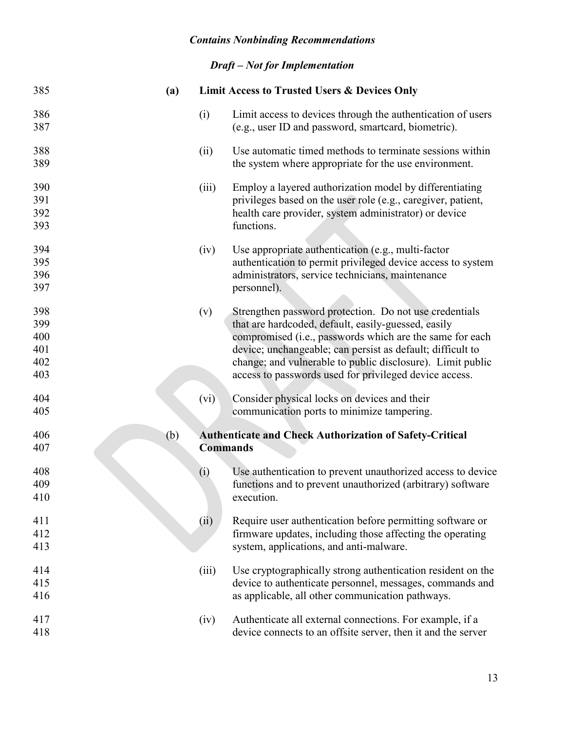**(a) Limit Access to Trusted Users & Devices Only**

(i) Limit access to devices through the authentication of users (e.g., user ID and password, smartcard, biometric).

(ii) Use automatic timed methods to terminate sessions within the system where appropriate for the use environment.

(iii) Employ a layered authorization model by differentiating privileges based on the user role (e.g., caregiver, patient, health care provider, system administrator) or device functions.

(iv) Use appropriate authentication (e.g., multi-factor authentication to permit privileged device access to system administrators, service technicians, maintenance personnel).

(v) Strengthen password protection. Do not use credentials that are hardcoded, default, easily-guessed, easily compromised (i.e., passwords which are the same for each device; unchangeable; can persist as default; difficult to change; and vulnerable to public disclosure). Limit public access to passwords used for privileged device access.

(vi) Consider physical locks on devices and their communication ports to minimize tampering.

(b) **Authenticate and Check Authorization of Safety-Critical Commands**

(i) Use authentication to prevent unauthorized access to device functions and to prevent unauthorized (arbitrary) software execution.

(ii) Require user authentication before permitting software or firmware updates, including those affecting the operating system, applications, and anti-malware.

(iii) Use cryptographically strong authentication resident on the device to authenticate personnel, messages, commands and as applicable, all other communication pathways.

(iv) Authenticate all external connections. For example, if a device connects to an offsite server, then it and the server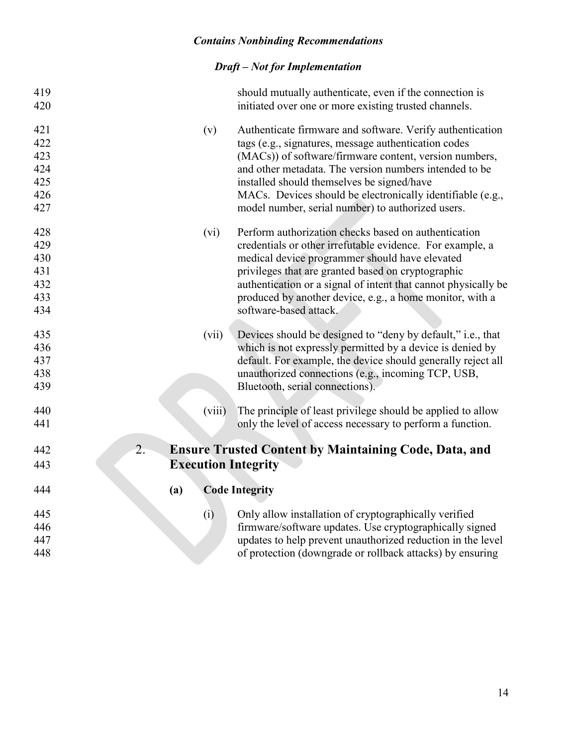should mutually authenticate, even if the connection is initiated over one or more existing trusted channels.

(v) Authenticate firmware and software. Verify authentication tags (e.g., signatures, message authentication codes (MACs)) of software/firmware content, version numbers, and other metadata. The version numbers intended to be installed should themselves be signed/have MACs. Devices should be electronically identifiable (e.g., model number, serial number) to authorized users.

(vi) Perform authorization checks based on authentication credentials or other irrefutable evidence. For example, a medical device programmer should have elevated privileges that are granted based on cryptographic authentication or a signal of intent that cannot physically be produced by another device, e.g., a home monitor, with a software-based attack.

(vii) Devices should be designed to "deny by default," i.e., that which is not expressly permitted by a device is denied by default. For example, the device should generally reject all unauthorized connections (e.g., incoming TCP, USB, Bluetooth, serial connections).

(viii) The principle of least privilege should be applied to allow only the level of access necessary to perform a function.

## 2. Ensure Trusted Content by Maintaining Code, Data, and Execution Integrity

### (a) Code Integrity

(i) Only allow installation of cryptographically verified firmware/software updates. Use cryptographically signed updates to help prevent unauthorized reduction in the level of protection (downgrade or rollback attacks) by ensuring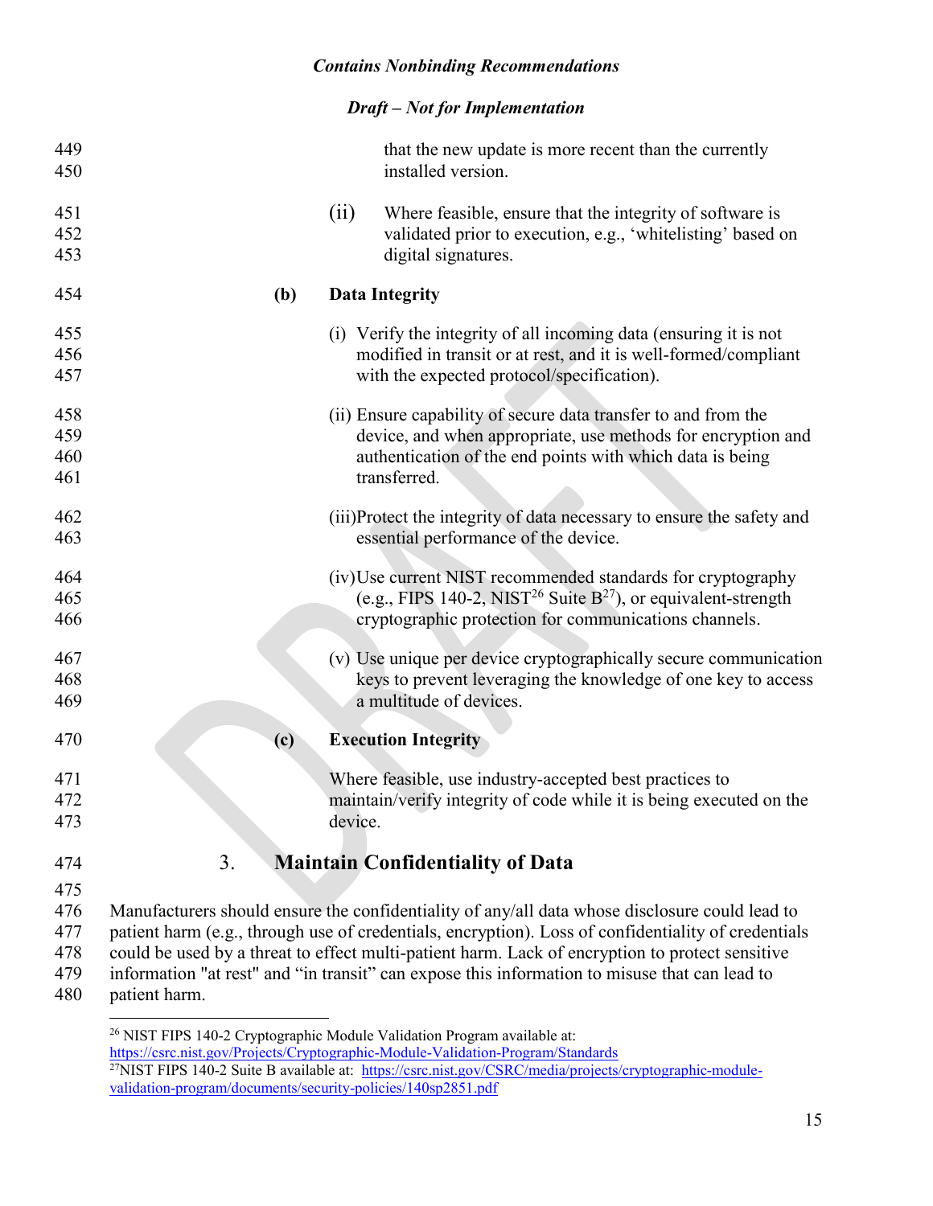that the new update is more recent than the currently installed version.

(ii) Where feasible, ensure that the integrity of software is validated prior to execution, e.g., 'whitelisting' based on digital signatures.

**(b) Data Integrity**

(i) Verify the integrity of all incoming data (ensuring it is not modified in transit or at rest, and it is well-formed/compliant with the expected protocol/specification).

(ii) Ensure capability of secure data transfer to and from the device, and when appropriate, use methods for encryption and authentication of the end points with which data is being transferred.

(iii) Protect the integrity of data necessary to ensure the safety and essential performance of the device.

(iv) Use current NIST recommended standards for cryptography (e.g., FIPS 140-2, NIST[26] Suite B[27]), or equivalent-strength cryptographic protection for communications channels.

(v) Use unique per device cryptographically secure communication keys to prevent leveraging the knowledge of one key to access a multitude of devices.

**(c) Execution Integrity**

Where feasible, use industry-accepted best practices to maintain/verify integrity of code while it is being executed on the device.

## 3. Maintain Confidentiality of Data

Manufacturers should ensure the confidentiality of any/all data whose disclosure could lead to patient harm (e.g., through use of credentials, encryption). Loss of confidentiality of credentials could be used by a threat to effect multi-patient harm. Lack of encryption to protect sensitive information "at rest" and "in transit" can expose this information to misuse that can lead to patient harm.

---

[26] NIST FIPS 140-2 Cryptographic Module Validation Program available at: https://csrc.nist.gov/Projects/Cryptographic-Module-Validation-Program/Standards

[27] NIST FIPS 140-2 Suite B available at: https://csrc.nist.gov/CSRC/media/projects/cryptographic-module-validation-program/documents/security-policies/140sp2851.pdf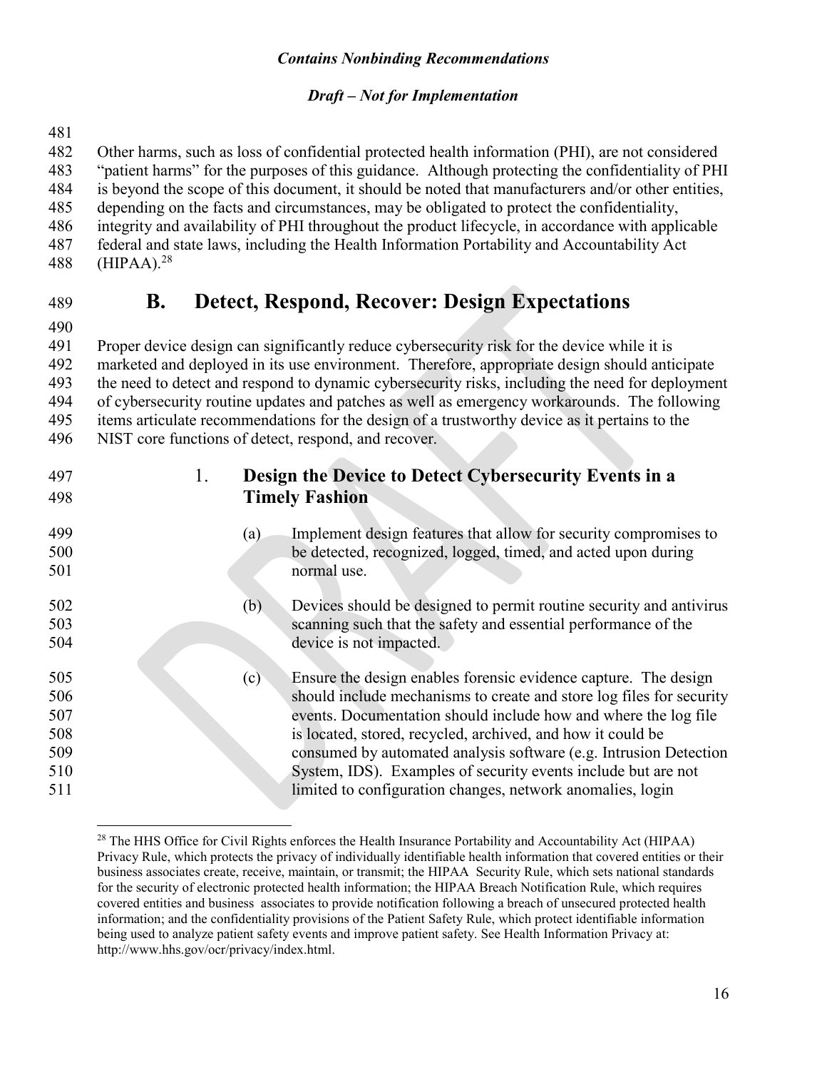Other harms, such as loss of confidential protected health information (PHI), are not considered "patient harms" for the purposes of this guidance. Although protecting the confidentiality of PHI is beyond the scope of this document, it should be noted that manufacturers and/or other entities, depending on the facts and circumstances, may be obligated to protect the confidentiality, integrity and availability of PHI throughout the product lifecycle, in accordance with applicable federal and state laws, including the Health Information Portability and Accountability Act (HIPAA).[28]

## B. Detect, Respond, Recover: Design Expectations

Proper device design can significantly reduce cybersecurity risk for the device while it is marketed and deployed in its use environment. Therefore, appropriate design should anticipate the need to detect and respond to dynamic cybersecurity risks, including the need for deployment of cybersecurity routine updates and patches as well as emergency workarounds. The following items articulate recommendations for the design of a trustworthy device as it pertains to the NIST core functions of detect, respond, and recover.

### 1. Design the Device to Detect Cybersecurity Events in a Timely Fashion

(a) Implement design features that allow for security compromises to be detected, recognized, logged, timed, and acted upon during normal use.

(b) Devices should be designed to permit routine security and antivirus scanning such that the safety and essential performance of the device is not impacted.

(c) Ensure the design enables forensic evidence capture. The design should include mechanisms to create and store log files for security events. Documentation should include how and where the log file is located, stored, recycled, archived, and how it could be consumed by automated analysis software (e.g. Intrusion Detection System, IDS). Examples of security events include but are not limited to configuration changes, network anomalies, login

---

[28] The HHS Office for Civil Rights enforces the Health Insurance Portability and Accountability Act (HIPAA) Privacy Rule, which protects the privacy of individually identifiable health information that covered entities or their business associates create, receive, maintain, or transmit; the HIPAA Security Rule, which sets national standards for the security of electronic protected health information; the HIPAA Breach Notification Rule, which requires covered entities and business associates to provide notification following a breach of unsecured protected health information; and the confidentiality provisions of the Patient Safety Rule, which protect identifiable information being used to analyze patient safety events and improve patient safety. See Health Information Privacy at: http://www.hhs.gov/ocr/privacy/index.html.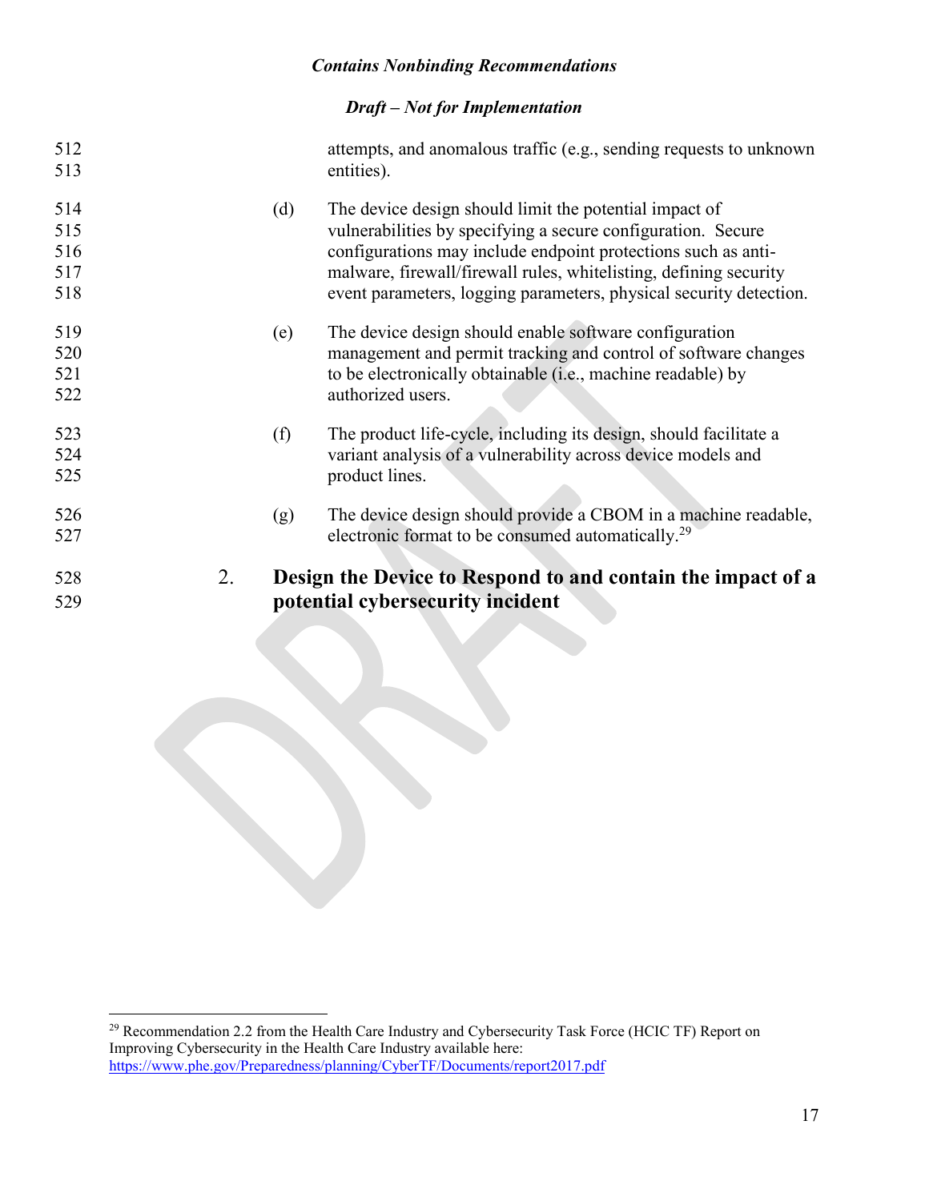attempts, and anomalous traffic (e.g., sending requests to unknown entities).

(d) The device design should limit the potential impact of vulnerabilities by specifying a secure configuration. Secure configurations may include endpoint protections such as anti-malware, firewall/firewall rules, whitelisting, defining security event parameters, logging parameters, physical security detection.

(e) The device design should enable software configuration management and permit tracking and control of software changes to be electronically obtainable (i.e., machine readable) by authorized users.

(f) The product life-cycle, including its design, should facilitate a variant analysis of a vulnerability across device models and product lines.

(g) The device design should provide a CBOM in a machine readable, electronic format to be consumed automatically.[29]

## 2. Design the Device to Respond to and contain the impact of a potential cybersecurity incident

---

[29] Recommendation 2.2 from the Health Care Industry and Cybersecurity Task Force (HCIC TF) Report on Improving Cybersecurity in the Health Care Industry available here: https://www.phe.gov/Preparedness/planning/CyberTF/Documents/report2017.pdf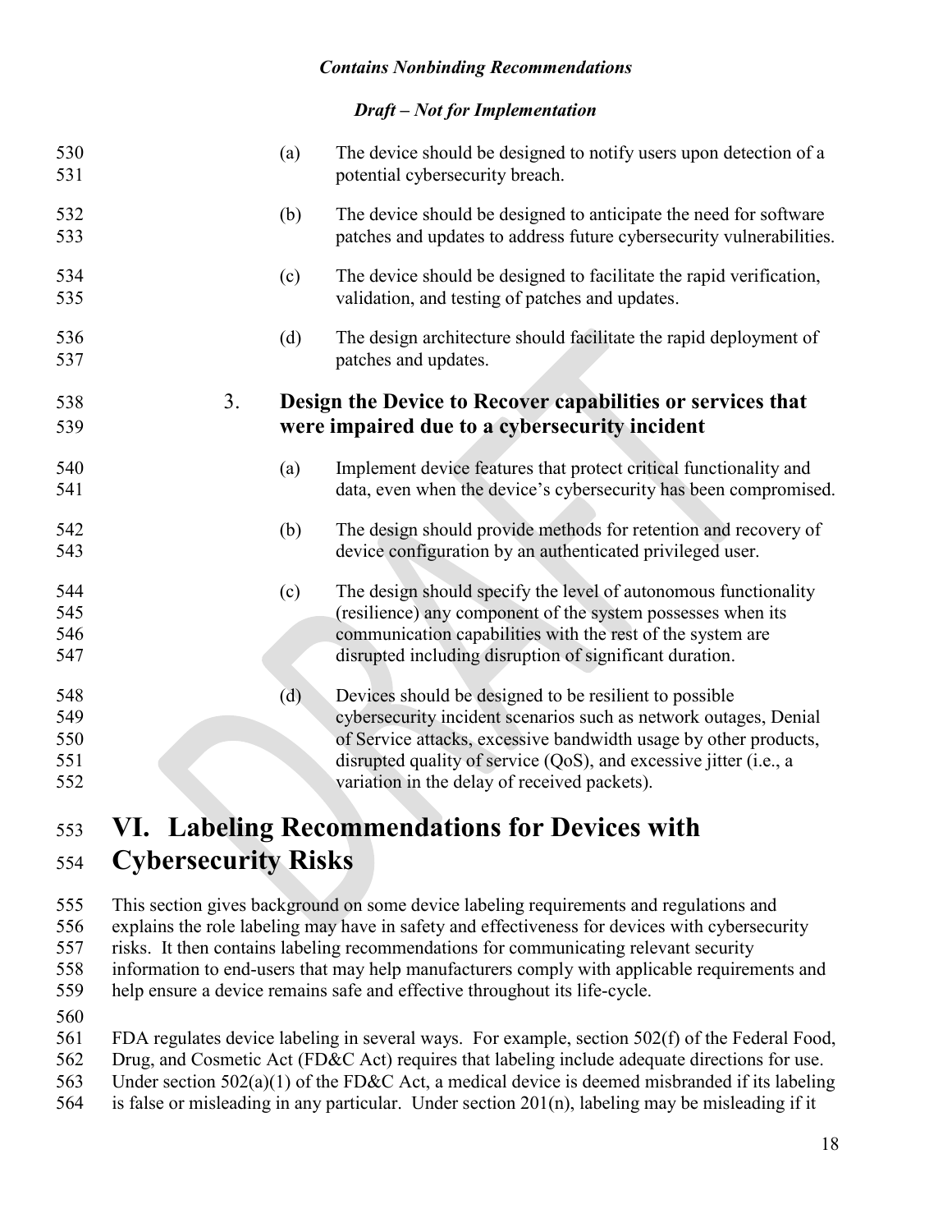(a) The device should be designed to notify users upon detection of a potential cybersecurity breach.

(b) The device should be designed to anticipate the need for software patches and updates to address future cybersecurity vulnerabilities.

(c) The device should be designed to facilitate the rapid verification, validation, and testing of patches and updates.

(d) The design architecture should facilitate the rapid deployment of patches and updates.

### 3. Design the Device to Recover capabilities or services that were impaired due to a cybersecurity incident

(a) Implement device features that protect critical functionality and data, even when the device's cybersecurity has been compromised.

(b) The design should provide methods for retention and recovery of device configuration by an authenticated privileged user.

(c) The design should specify the level of autonomous functionality (resilience) any component of the system possesses when its communication capabilities with the rest of the system are disrupted including disruption of significant duration.

(d) Devices should be designed to be resilient to possible cybersecurity incident scenarios such as network outages, Denial of Service attacks, excessive bandwidth usage by other products, disrupted quality of service (QoS), and excessive jitter (i.e., a variation in the delay of received packets).

# VI. Labeling Recommendations for Devices with Cybersecurity Risks

This section gives background on some device labeling requirements and regulations and explains the role labeling may have in safety and effectiveness for devices with cybersecurity risks. It then contains labeling recommendations for communicating relevant security information to end-users that may help manufacturers comply with applicable requirements and help ensure a device remains safe and effective throughout its life-cycle.

FDA regulates device labeling in several ways. For example, section 502(f) of the Federal Food, Drug, and Cosmetic Act (FD&C Act) requires that labeling include adequate directions for use. Under section 502(a)(1) of the FD&C Act, a medical device is deemed misbranded if its labeling is false or misleading in any particular. Under section 201(n), labeling may be misleading if it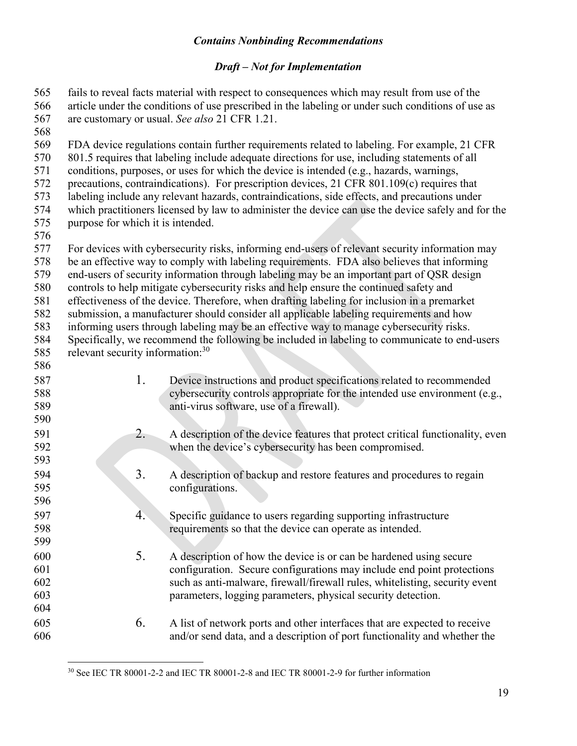fails to reveal facts material with respect to consequences which may result from use of the article under the conditions of use prescribed in the labeling or under such conditions of use as are customary or usual. *See also* 21 CFR 1.21.

FDA device regulations contain further requirements related to labeling. For example, 21 CFR 801.5 requires that labeling include adequate directions for use, including statements of all conditions, purposes, or uses for which the device is intended (e.g., hazards, warnings, precautions, contraindications). For prescription devices, 21 CFR 801.109(c) requires that labeling include any relevant hazards, contraindications, side effects, and precautions under which practitioners licensed by law to administer the device can use the device safely and for the purpose for which it is intended.

For devices with cybersecurity risks, informing end-users of relevant security information may be an effective way to comply with labeling requirements. FDA also believes that informing end-users of security information through labeling may be an important part of QSR design controls to help mitigate cybersecurity risks and help ensure the continued safety and effectiveness of the device. Therefore, when drafting labeling for inclusion in a premarket submission, a manufacturer should consider all applicable labeling requirements and how informing users through labeling may be an effective way to manage cybersecurity risks. Specifically, we recommend the following be included in labeling to communicate to end-users relevant security information:[30]

1. Device instructions and product specifications related to recommended cybersecurity controls appropriate for the intended use environment (e.g., anti-virus software, use of a firewall).

2. A description of the device features that protect critical functionality, even when the device's cybersecurity has been compromised.

3. A description of backup and restore features and procedures to regain configurations.

4. Specific guidance to users regarding supporting infrastructure requirements so that the device can operate as intended.

5. A description of how the device is or can be hardened using secure configuration. Secure configurations may include end point protections such as anti-malware, firewall/firewall rules, whitelisting, security event parameters, logging parameters, physical security detection.

6. A list of network ports and other interfaces that are expected to receive and/or send data, and a description of port functionality and whether the

[30] See IEC TR 80001-2-2 and IEC TR 80001-2-8 and IEC TR 80001-2-9 for further information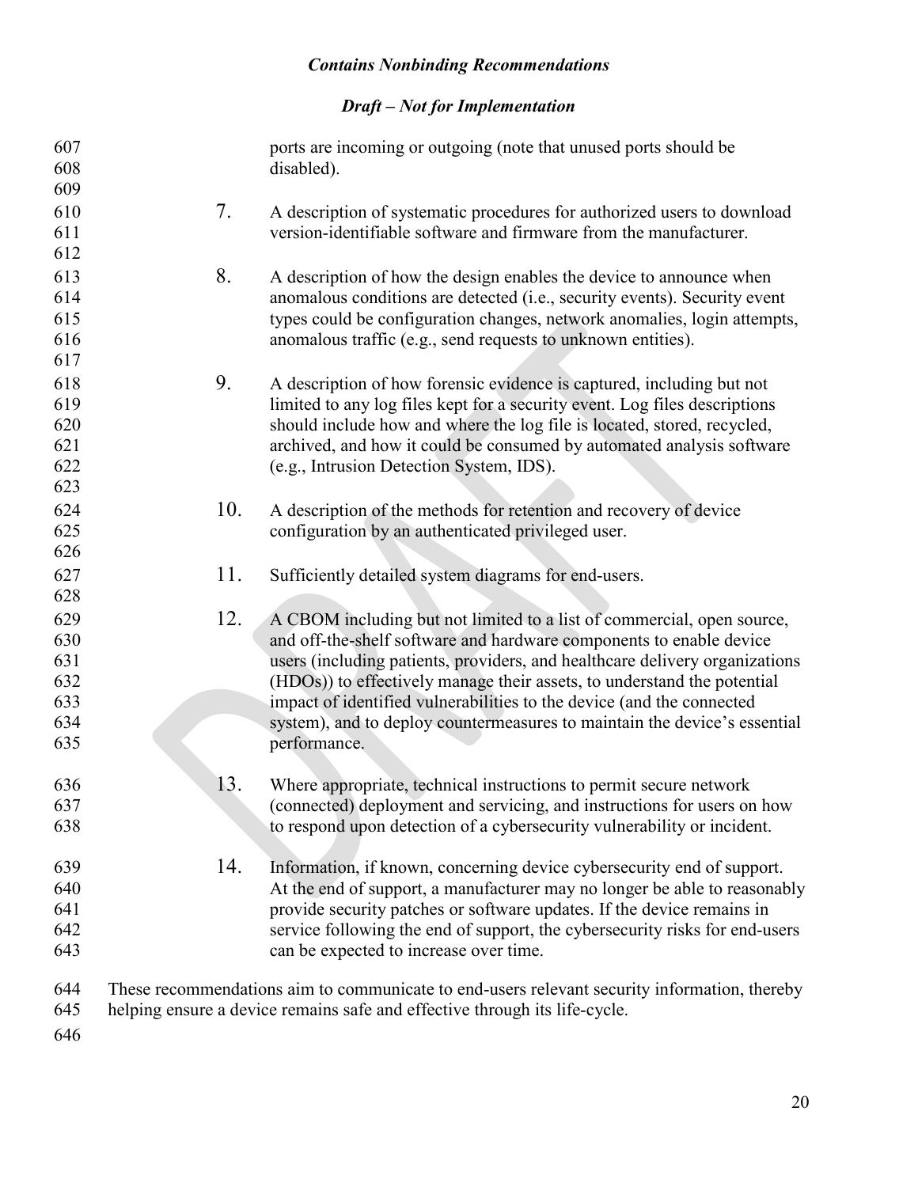ports are incoming or outgoing (note that unused ports should be disabled).

7. A description of systematic procedures for authorized users to download version-identifiable software and firmware from the manufacturer.

8. A description of how the design enables the device to announce when anomalous conditions are detected (i.e., security events). Security event types could be configuration changes, network anomalies, login attempts, anomalous traffic (e.g., send requests to unknown entities).

9. A description of how forensic evidence is captured, including but not limited to any log files kept for a security event. Log files descriptions should include how and where the log file is located, stored, recycled, archived, and how it could be consumed by automated analysis software (e.g., Intrusion Detection System, IDS).

10. A description of the methods for retention and recovery of device configuration by an authenticated privileged user.

11. Sufficiently detailed system diagrams for end-users.

12. A CBOM including but not limited to a list of commercial, open source, and off-the-shelf software and hardware components to enable device users (including patients, providers, and healthcare delivery organizations (HDOs)) to effectively manage their assets, to understand the potential impact of identified vulnerabilities to the device (and the connected system), and to deploy countermeasures to maintain the device's essential performance.

13. Where appropriate, technical instructions to permit secure network (connected) deployment and servicing, and instructions for users on how to respond upon detection of a cybersecurity vulnerability or incident.

14. Information, if known, concerning device cybersecurity end of support. At the end of support, a manufacturer may no longer be able to reasonably provide security patches or software updates. If the device remains in service following the end of support, the cybersecurity risks for end-users can be expected to increase over time.

These recommendations aim to communicate to end-users relevant security information, thereby helping ensure a device remains safe and effective through its life-cycle.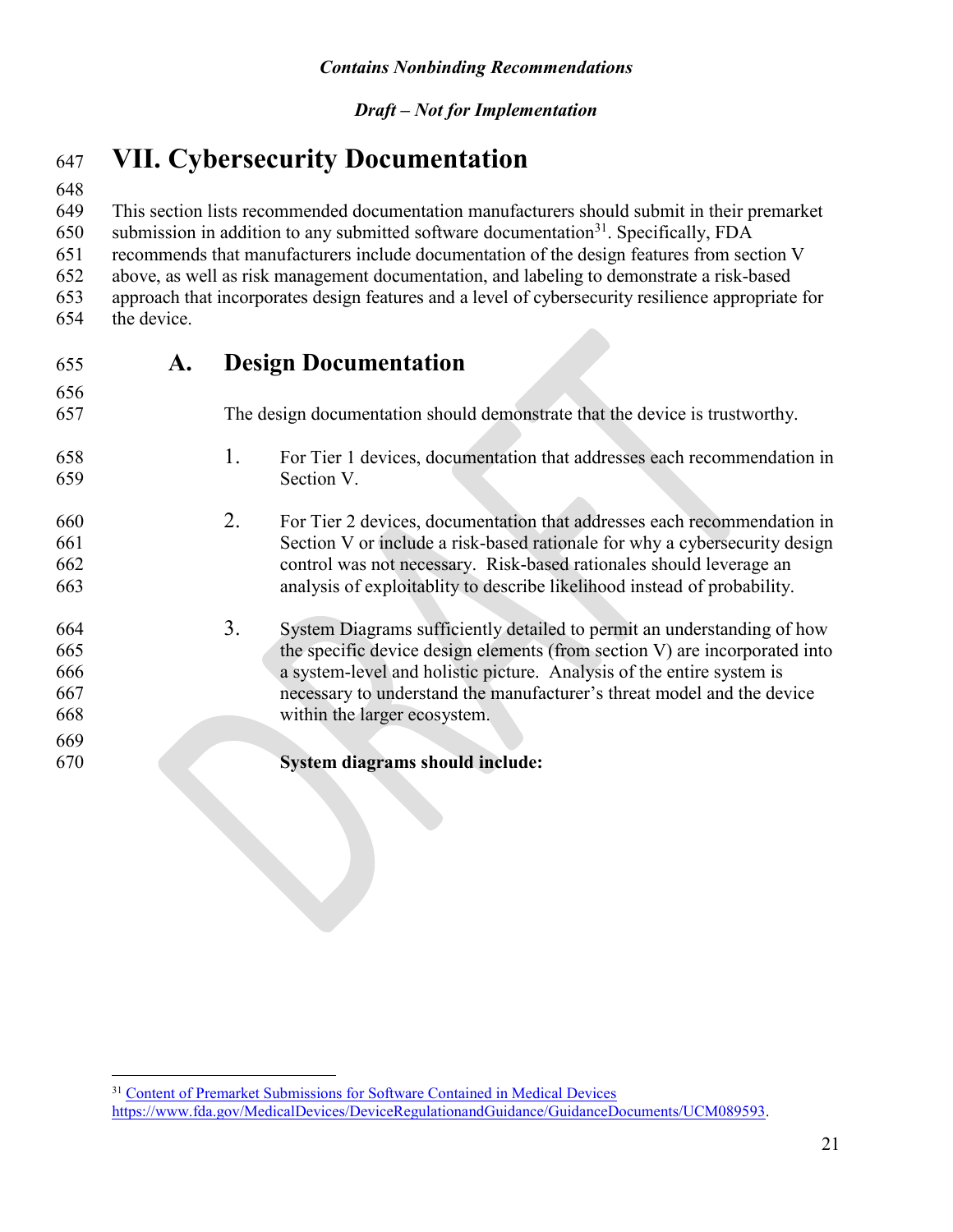# VII. Cybersecurity Documentation

This section lists recommended documentation manufacturers should submit in their premarket submission in addition to any submitted software documentation[31]. Specifically, FDA recommends that manufacturers include documentation of the design features from section V above, as well as risk management documentation, and labeling to demonstrate a risk-based approach that incorporates design features and a level of cybersecurity resilience appropriate for the device.

## A. Design Documentation

The design documentation should demonstrate that the device is trustworthy.

1. For Tier 1 devices, documentation that addresses each recommendation in Section V.

2. For Tier 2 devices, documentation that addresses each recommendation in Section V or include a risk-based rationale for why a cybersecurity design control was not necessary. Risk-based rationales should leverage an analysis of exploitablity to describe likelihood instead of probability.

3. System Diagrams sufficiently detailed to permit an understanding of how the specific device design elements (from section V) are incorporated into a system-level and holistic picture. Analysis of the entire system is necessary to understand the manufacturer's threat model and the device within the larger ecosystem.

   **System diagrams should include:**

---

[31] Content of Premarket Submissions for Software Contained in Medical Devices https://www.fda.gov/MedicalDevices/DeviceRegulationandGuidance/GuidanceDocuments/UCM089593.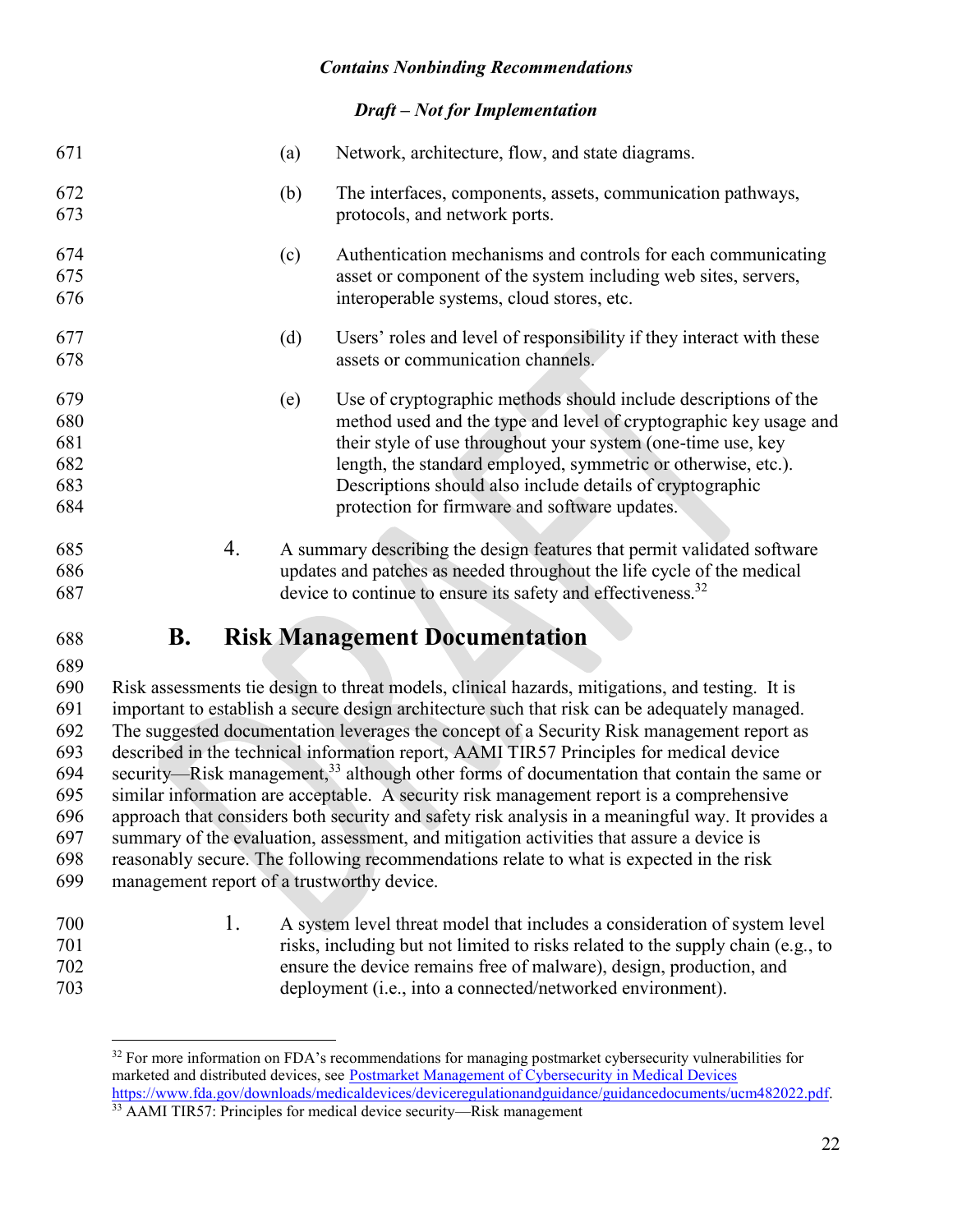(a) Network, architecture, flow, and state diagrams.

(b) The interfaces, components, assets, communication pathways, protocols, and network ports.

(c) Authentication mechanisms and controls for each communicating asset or component of the system including web sites, servers, interoperable systems, cloud stores, etc.

(d) Users' roles and level of responsibility if they interact with these assets or communication channels.

(e) Use of cryptographic methods should include descriptions of the method used and the type and level of cryptographic key usage and their style of use throughout your system (one-time use, key length, the standard employed, symmetric or otherwise, etc.). Descriptions should also include details of cryptographic protection for firmware and software updates.

4. A summary describing the design features that permit validated software updates and patches as needed throughout the life cycle of the medical device to continue to ensure its safety and effectiveness.[32]

## B. Risk Management Documentation

Risk assessments tie design to threat models, clinical hazards, mitigations, and testing. It is important to establish a secure design architecture such that risk can be adequately managed. The suggested documentation leverages the concept of a Security Risk management report as described in the technical information report, AAMI TIR57 Principles for medical device security—Risk management,[33] although other forms of documentation that contain the same or similar information are acceptable. A security risk management report is a comprehensive approach that considers both security and safety risk analysis in a meaningful way. It provides a summary of the evaluation, assessment, and mitigation activities that assure a device is reasonably secure. The following recommendations relate to what is expected in the risk management report of a trustworthy device.

1. A system level threat model that includes a consideration of system level risks, including but not limited to risks related to the supply chain (e.g., to ensure the device remains free of malware), design, production, and deployment (i.e., into a connected/networked environment).

---

[32] For more information on FDA's recommendations for managing postmarket cybersecurity vulnerabilities for marketed and distributed devices, see [Postmarket Management of Cybersecurity in Medical Devices](https://www.fda.gov/downloads/medicaldevices/deviceregulationandguidance/guidancedocuments/ucm482022.pdf) https://www.fda.gov/downloads/medicaldevices/deviceregulationandguidance/guidancedocuments/ucm482022.pdf.

[33] AAMI TIR57: Principles for medical device security—Risk management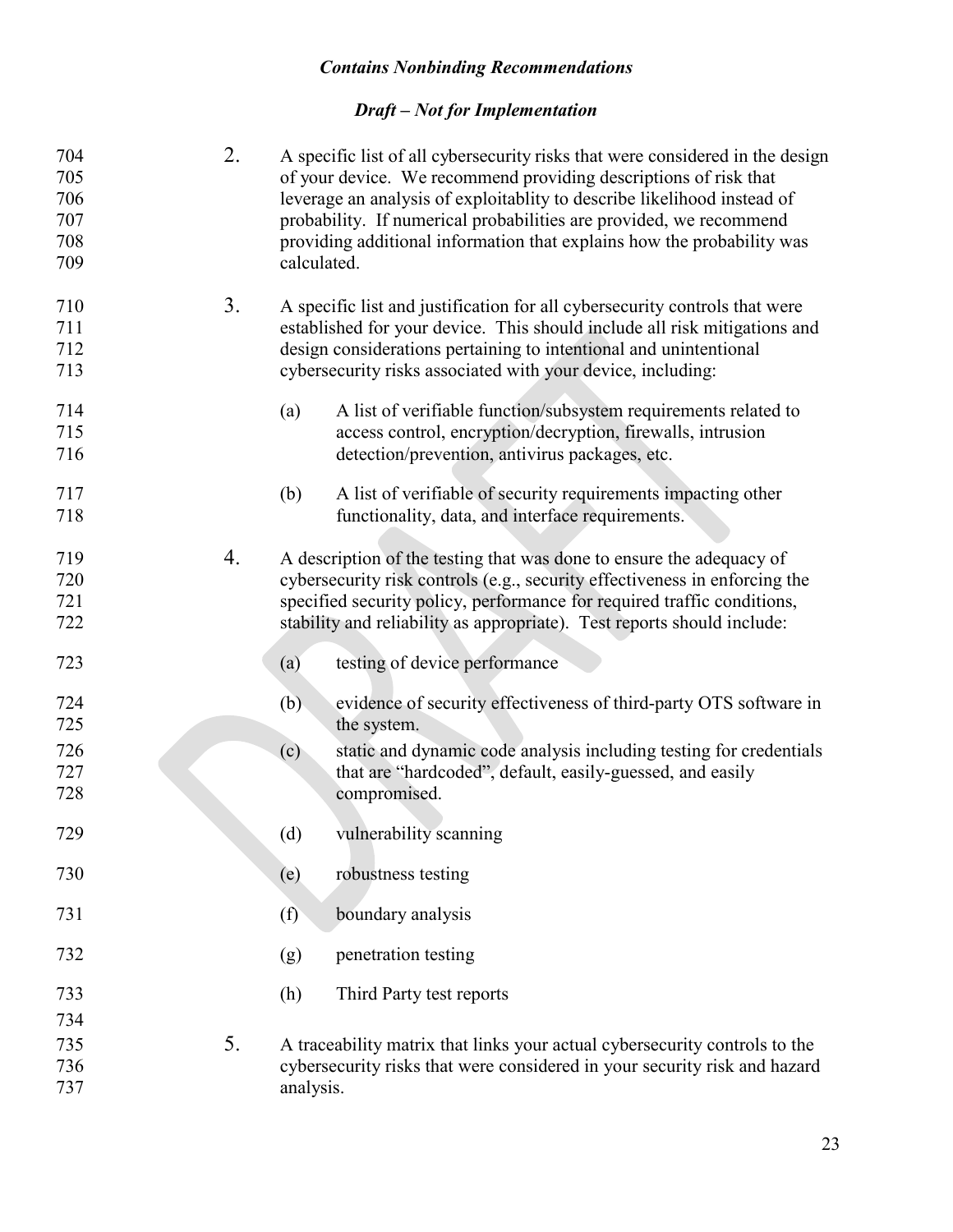2. A specific list of all cybersecurity risks that were considered in the design of your device. We recommend providing descriptions of risk that leverage an analysis of exploitablity to describe likelihood instead of probability. If numerical probabilities are provided, we recommend providing additional information that explains how the probability was calculated.

3. A specific list and justification for all cybersecurity controls that were established for your device. This should include all risk mitigations and design considerations pertaining to intentional and unintentional cybersecurity risks associated with your device, including:

   (a) A list of verifiable function/subsystem requirements related to access control, encryption/decryption, firewalls, intrusion detection/prevention, antivirus packages, etc.

   (b) A list of verifiable of security requirements impacting other functionality, data, and interface requirements.

4. A description of the testing that was done to ensure the adequacy of cybersecurity risk controls (e.g., security effectiveness in enforcing the specified security policy, performance for required traffic conditions, stability and reliability as appropriate). Test reports should include:

   (a) testing of device performance

   (b) evidence of security effectiveness of third-party OTS software in the system.

   (c) static and dynamic code analysis including testing for credentials that are "hardcoded", default, easily-guessed, and easily compromised.

   (d) vulnerability scanning

   (e) robustness testing

   (f) boundary analysis

   (g) penetration testing

   (h) Third Party test reports

5. A traceability matrix that links your actual cybersecurity controls to the cybersecurity risks that were considered in your security risk and hazard analysis.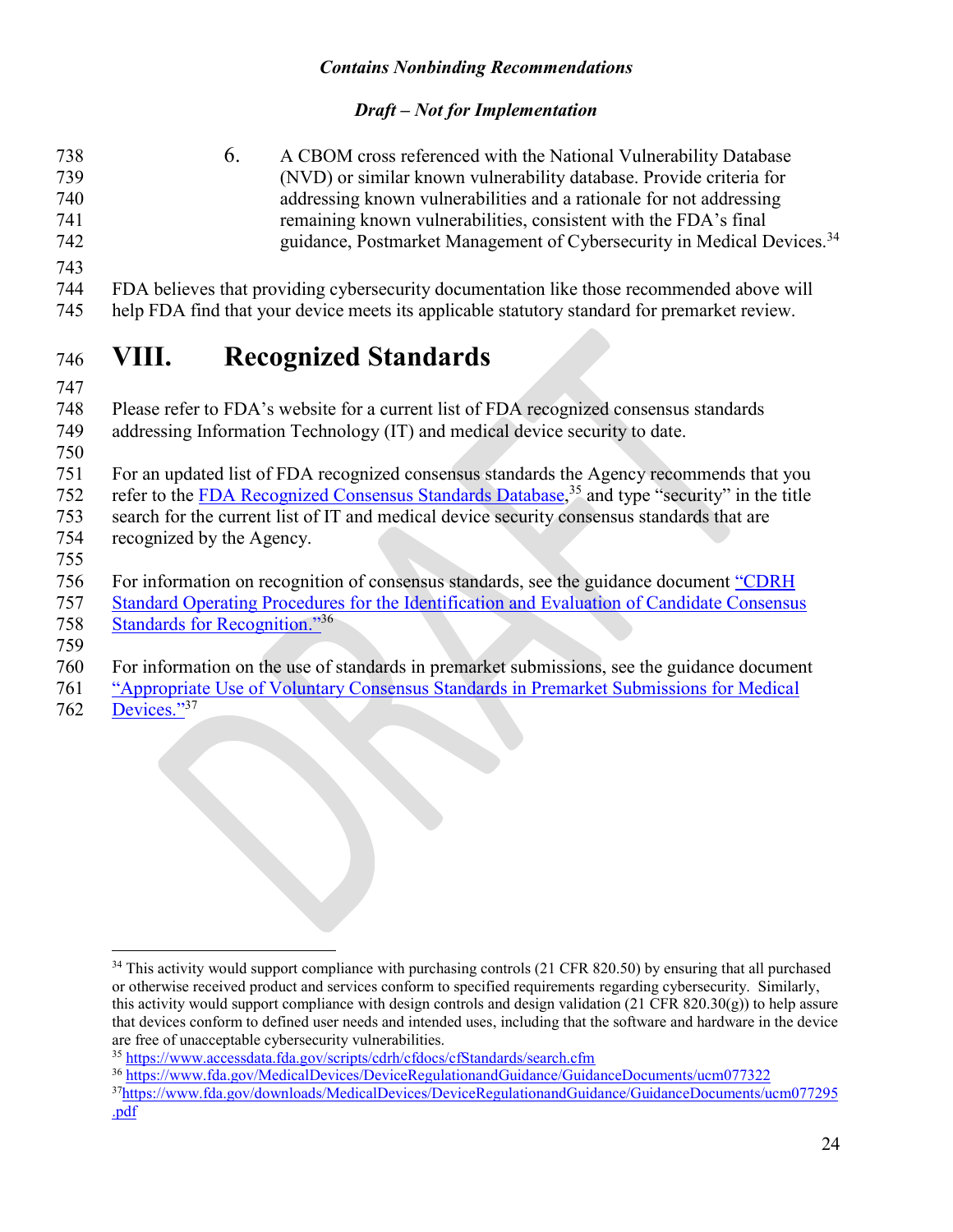6. A CBOM cross referenced with the National Vulnerability Database (NVD) or similar known vulnerability database. Provide criteria for addressing known vulnerabilities and a rationale for not addressing remaining known vulnerabilities, consistent with the FDA's final guidance, Postmarket Management of Cybersecurity in Medical Devices.[34]

FDA believes that providing cybersecurity documentation like those recommended above will help FDA find that your device meets its applicable statutory standard for premarket review.

# VIII. Recognized Standards

Please refer to FDA's website for a current list of FDA recognized consensus standards addressing Information Technology (IT) and medical device security to date.

For an updated list of FDA recognized consensus standards the Agency recommends that you refer to the FDA Recognized Consensus Standards Database,[35] and type "security" in the title search for the current list of IT and medical device security consensus standards that are recognized by the Agency.

For information on recognition of consensus standards, see the guidance document "CDRH Standard Operating Procedures for the Identification and Evaluation of Candidate Consensus Standards for Recognition."[36]

For information on the use of standards in premarket submissions, see the guidance document "Appropriate Use of Voluntary Consensus Standards in Premarket Submissions for Medical Devices."[37]

---

[34] This activity would support compliance with purchasing controls (21 CFR 820.50) by ensuring that all purchased or otherwise received product and services conform to specified requirements regarding cybersecurity. Similarly, this activity would support compliance with design controls and design validation (21 CFR 820.30(g)) to help assure that devices conform to defined user needs and intended uses, including that the software and hardware in the device are free of unacceptable cybersecurity vulnerabilities.

[35] https://www.accessdata.fda.gov/scripts/cdrh/cfdocs/cfStandards/search.cfm

[36] https://www.fda.gov/MedicalDevices/DeviceRegulationandGuidance/GuidanceDocuments/ucm077322

[37] https://www.fda.gov/downloads/MedicalDevices/DeviceRegulationandGuidance/GuidanceDocuments/ucm077295.pdf